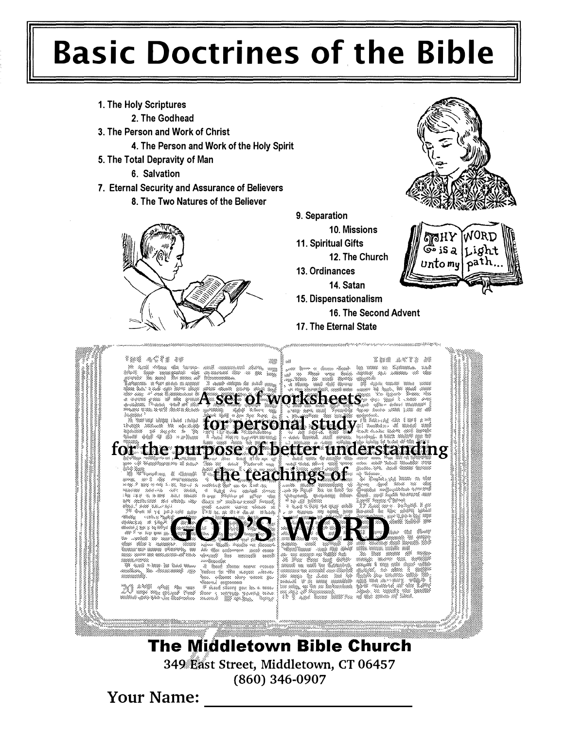# Basic Doctrines of the Bible

1. The Holy Scriptures
2. The Godhead
3. The Person and Work of Christ
4. The Person and Work of the Holy Spirit
5. The Total Depravity of Man
6. Salvation
7. Eternal Security and Assurance of Believers
8. The Two Natures of the Believer
9. Separation
10. Missions
11. Spiritual Gifts
12. The Church
13. Ordinances
14. Satan
15. Dispensationalism
16. The Second Advent
17. The Eternal State

A set of worksheets
for personal study
for the purpose of better understanding
the teachings of

## GOD'S WORD

**The Middletown Bible Church**

349 East Street, Middletown, CT 06457

(860) 346-0907

Your Name: ________________________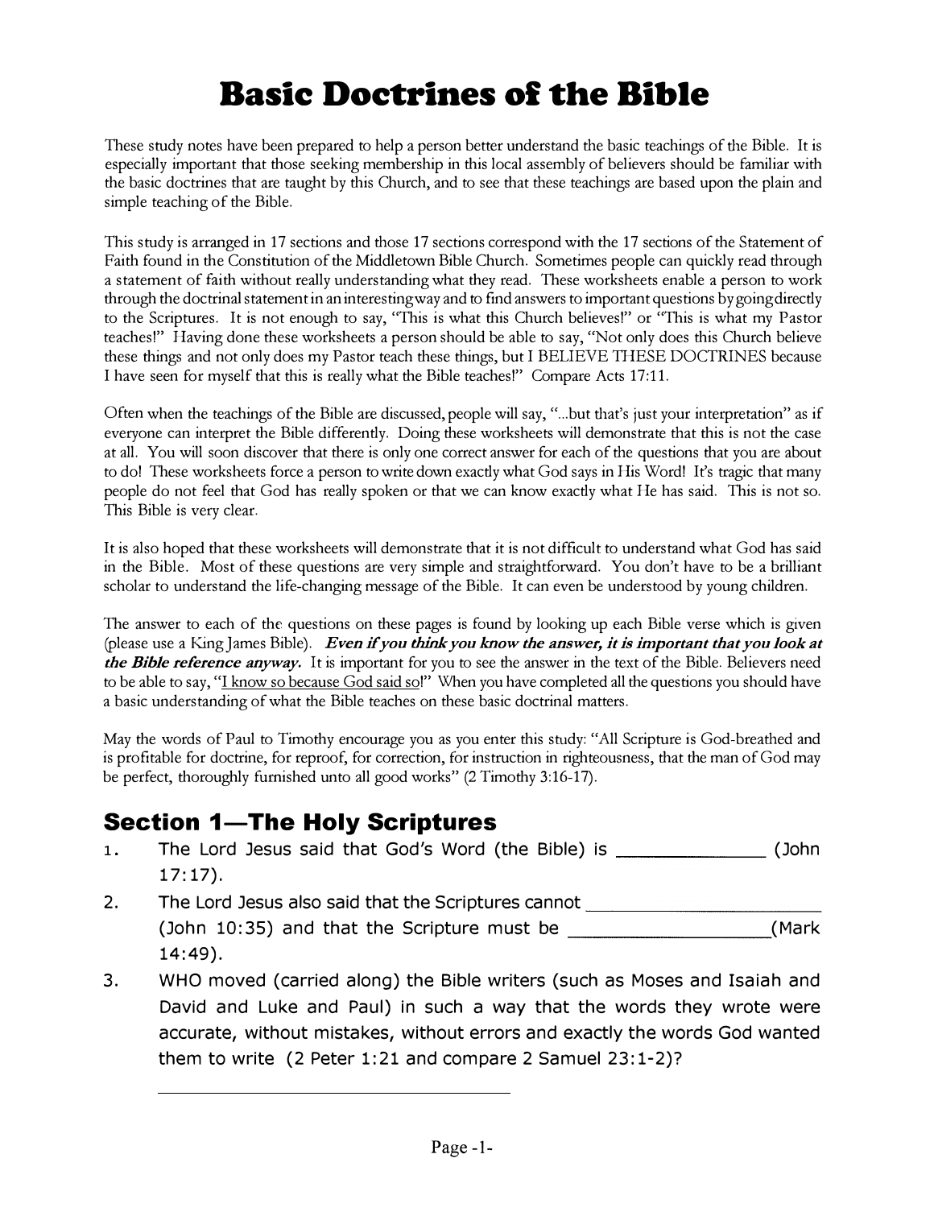# Basic Doctrines of the Bible

These study notes have been prepared to help a person better understand the basic teachings of the Bible. It is especially important that those seeking membership in this local assembly of believers should be familiar with the basic doctrines that are taught by this Church, and to see that these teachings are based upon the plain and simple teaching of the Bible.

This study is arranged in 17 sections and those 17 sections correspond with the 17 sections of the Statement of Faith found in the Constitution of the Middletown Bible Church. Sometimes people can quickly read through a statement of faith without really understanding what they read. These worksheets enable a person to work through the doctrinal statement in an interesting way and to find answers to important questions by going directly to the Scriptures. It is not enough to say, "This is what this Church believes!" or "This is what my Pastor teaches!" Having done these worksheets a person should be able to say, "Not only does this Church believe these things and not only does my Pastor teach these things, but I BELIEVE THESE DOCTRINES because I have seen for myself that this is really what the Bible teaches!" Compare Acts 17:11.

Often when the teachings of the Bible are discussed, people will say, "...but that's just your interpretation" as if everyone can interpret the Bible differently. Doing these worksheets will demonstrate that this is not the case at all. You will soon discover that there is only one correct answer for each of the questions that you are about to do! These worksheets force a person to write down exactly what God says in His Word! It's tragic that many people do not feel that God has really spoken or that we can know exactly what He has said. This is not so. This Bible is very clear.

It is also hoped that these worksheets will demonstrate that it is not difficult to understand what God has said in the Bible. Most of these questions are very simple and straightforward. You don't have to be a brilliant scholar to understand the life-changing message of the Bible. It can even be understood by young children.

The answer to each of the questions on these pages is found by looking up each Bible verse which is given (please use a King James Bible). ***Even if you think you know the answer, it is important that you look at the Bible reference anyway.*** It is important for you to see the answer in the text of the Bible. Believers need to be able to say, "<u>I know so because God said so</u>!" When you have completed all the questions you should have a basic understanding of what the Bible teaches on these basic doctrinal matters.

May the words of Paul to Timothy encourage you as you enter this study: "All Scripture is God-breathed and is profitable for doctrine, for reproof, for correction, for instruction in righteousness, that the man of God may be perfect, thoroughly furnished unto all good works" (2 Timothy 3:16-17).

## Section 1—The Holy Scriptures

1. The Lord Jesus said that God's Word (the Bible) is ______________ (John 17:17).
2. The Lord Jesus also said that the Scriptures cannot ______________________ (John 10:35) and that the Scripture must be ___________________(Mark 14:49).
3. WHO moved (carried along) the Bible writers (such as Moses and Isaiah and David and Luke and Paul) in such a way that the words they wrote were accurate, without mistakes, without errors and exactly the words God wanted them to write (2 Peter 1:21 and compare 2 Samuel 23:1-2)?

   ________________________________________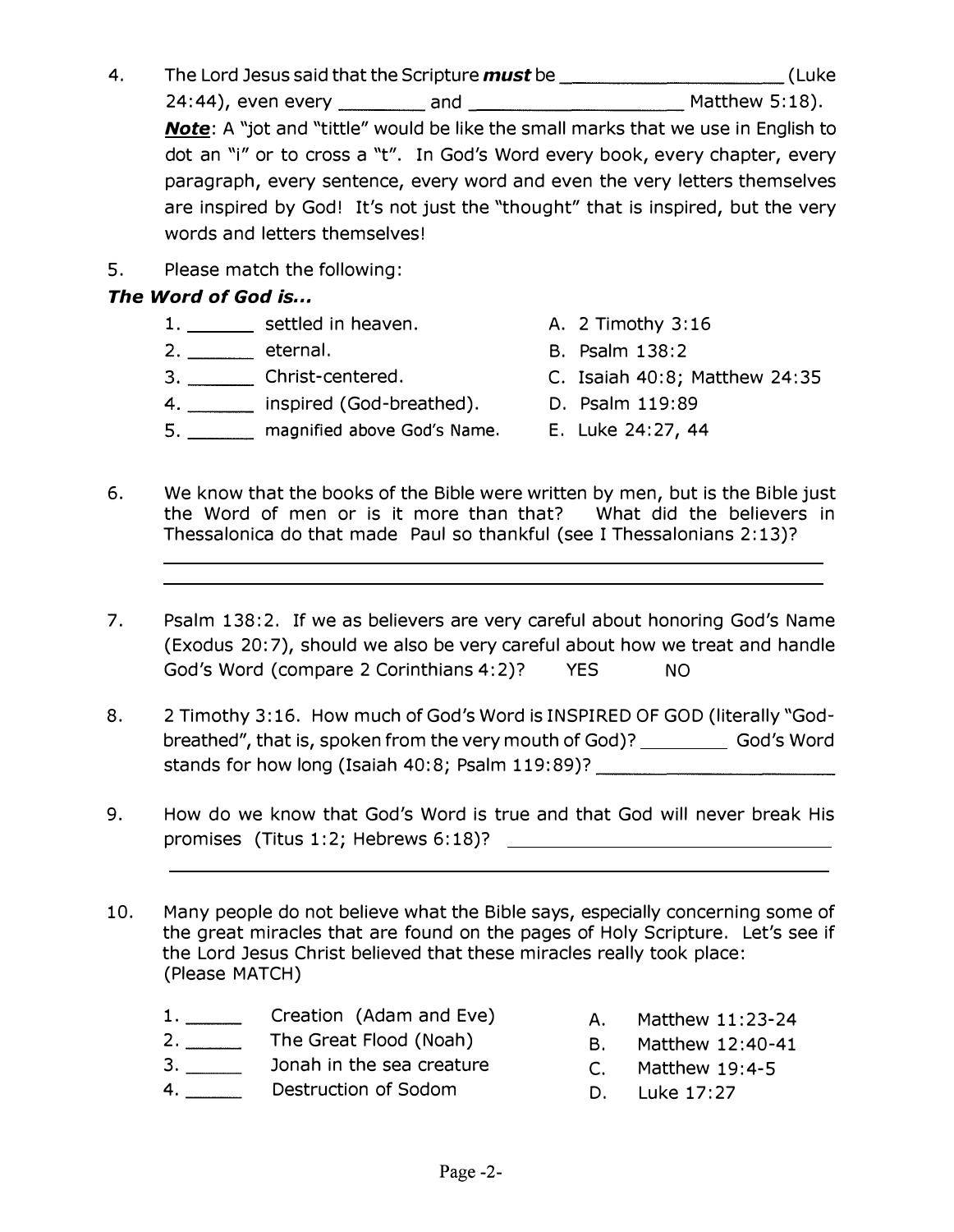4. The Lord Jesus said that the Scripture ***must*** be ____________________ (Luke 24:44), even every ________ and ____________________ Matthew 5:18).

   ***Note***: A "jot and "tittle" would be like the small marks that we use in English to dot an "i" or to cross a "t". In God's Word every book, every chapter, every paragraph, every sentence, every word and even the very letters themselves are inspired by God! It's not just the "thought" that is inspired, but the very words and letters themselves!

5. Please match the following:

***The Word of God is...***

| | |
|---|---|
| 1. ______ settled in heaven. | A. 2 Timothy 3:16 |
| 2. ______ eternal. | B. Psalm 138:2 |
| 3. ______ Christ-centered. | C. Isaiah 40:8; Matthew 24:35 |
| 4. ______ inspired (God-breathed). | D. Psalm 119:89 |
| 5. ______ magnified above God's Name. | E. Luke 24:27, 44 |

6. We know that the books of the Bible were written by men, but is the Bible just the Word of men or is it more than that? What did the believers in Thessalonica do that made Paul so thankful (see I Thessalonians 2:13)?

   ____________________________________________________________

   ____________________________________________________________

7. Psalm 138:2. If we as believers are very careful about honoring God's Name (Exodus 20:7), should we also be very careful about how we treat and handle God's Word (compare 2 Corinthians 4:2)? YES NO

8. 2 Timothy 3:16. How much of God's Word is INSPIRED OF GOD (literally "God-breathed", that is, spoken from the very mouth of God)? ________ God's Word stands for how long (Isaiah 40:8; Psalm 119:89)? ________________________

9. How do we know that God's Word is true and that God will never break His promises (Titus 1:2; Hebrews 6:18)? ______________________________

   ____________________________________________________________

10. Many people do not believe what the Bible says, especially concerning some of the great miracles that are found on the pages of Holy Scripture. Let's see if the Lord Jesus Christ believed that these miracles really took place: (Please MATCH)

| | |
|---|---|
| 1. _____ Creation (Adam and Eve) | A. Matthew 11:23-24 |
| 2. _____ The Great Flood (Noah) | B. Matthew 12:40-41 |
| 3. _____ Jonah in the sea creature | C. Matthew 19:4-5 |
| 4. _____ Destruction of Sodom | D. Luke 17:27 |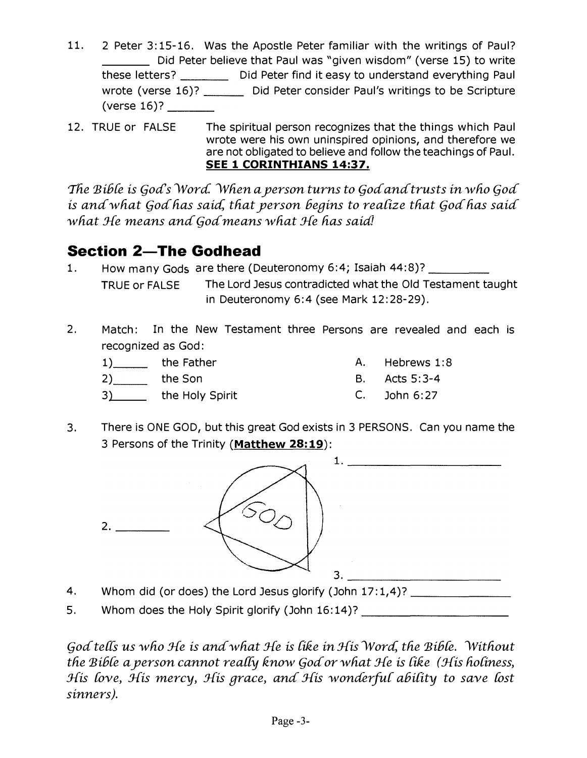11. 2 Peter 3:15-16. Was the Apostle Peter familiar with the writings of Paul? _______ Did Peter believe that Paul was "given wisdom" (verse 15) to write these letters? _______ Did Peter find it easy to understand everything Paul wrote (verse 16)? ______ Did Peter consider Paul's writings to be Scripture (verse 16)? _______

12. TRUE or FALSE — The spiritual person recognizes that the things which Paul wrote were his own uninspired opinions, and therefore we are not obligated to believe and follow the teachings of Paul. **SEE 1 CORINTHIANS 14:37.**

*The Bible is God's Word. When a person turns to God and trusts in who God is and what God has said, that person begins to realize that God has said what He means and God means what He has said!*

## Section 2—The Godhead

1. How many Gods are there (Deuteronomy 6:4; Isaiah 44:8)? _________

   TRUE or FALSE — The Lord Jesus contradicted what the Old Testament taught in Deuteronomy 6:4 (see Mark 12:28-29).

2. Match: In the New Testament three Persons are revealed and each is recognized as God:

   | | | | |
   |---|---|---|---|
   | 1)_____ | the Father | A. | Hebrews 1:8 |
   | 2)_____ | the Son | B. | Acts 5:3-4 |
   | 3)_____ | the Holy Spirit | C. | John 6:27 |

3. There is ONE GOD, but this great God exists in 3 PERSONS. Can you name the 3 Persons of the Trinity (**Matthew 28:19**):

   GOD

   1. _______________________

   2. ________

   3. _______________________

4. Whom did (or does) the Lord Jesus glorify (John 17:1,4)? _______________

5. Whom does the Holy Spirit glorify (John 16:14)? _____________________

*God tells us who He is and what He is like in His Word, the Bible. Without the Bible a person cannot really know God or what He is like (His holiness, His love, His mercy, His grace, and His wonderful ability to save lost sinners).*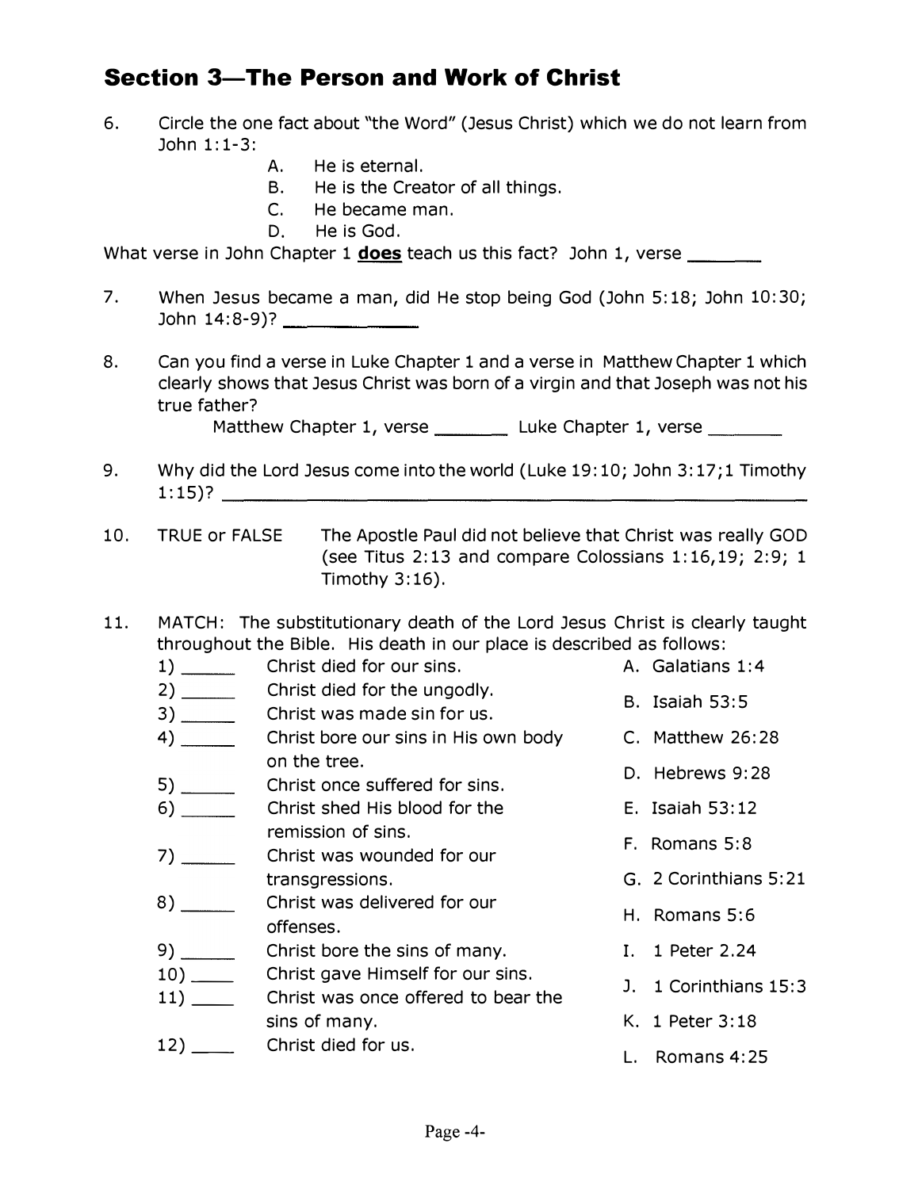## Section 3—The Person and Work of Christ

6. Circle the one fact about "the Word" (Jesus Christ) which we do not learn from John 1:1-3:
   - A. He is eternal.
   - B. He is the Creator of all things.
   - C. He became man.
   - D. He is God.

What verse in John Chapter 1 **does** teach us this fact? John 1, verse _______

7. When Jesus became a man, did He stop being God (John 5:18; John 10:30; John 14:8-9)? ____________

8. Can you find a verse in Luke Chapter 1 and a verse in Matthew Chapter 1 which clearly shows that Jesus Christ was born of a virgin and that Joseph was not his true father?

   Matthew Chapter 1, verse _______ Luke Chapter 1, verse _______

9. Why did the Lord Jesus come into the world (Luke 19:10; John 3:17;1 Timothy 1:15)? ____________________________________________

10. TRUE or FALSE — The Apostle Paul did not believe that Christ was really GOD (see Titus 2:13 and compare Colossians 1:16,19; 2:9; 1 Timothy 3:16).

11. MATCH: The substitutionary death of the Lord Jesus Christ is clearly taught throughout the Bible. His death in our place is described as follows:

| | | |
|---|---|---|
| 1) _____ | Christ died for our sins. | A. Galatians 1:4 |
| 2) _____ | Christ died for the ungodly. | B. Isaiah 53:5 |
| 3) _____ | Christ was made sin for us. | C. Matthew 26:28 |
| 4) _____ | Christ bore our sins in His own body on the tree. | D. Hebrews 9:28 |
| 5) _____ | Christ once suffered for sins. | E. Isaiah 53:12 |
| 6) _____ | Christ shed His blood for the remission of sins. | F. Romans 5:8 |
| 7) _____ | Christ was wounded for our transgressions. | G. 2 Corinthians 5:21 |
| 8) _____ | Christ was delivered for our offenses. | H. Romans 5:6 |
| 9) _____ | Christ bore the sins of many. | I. 1 Peter 2.24 |
| 10) ____ | Christ gave Himself for our sins. | J. 1 Corinthians 15:3 |
| 11) ____ | Christ was once offered to bear the sins of many. | K. 1 Peter 3:18 |
| 12) ____ | Christ died for us. | L. Romans 4:25 |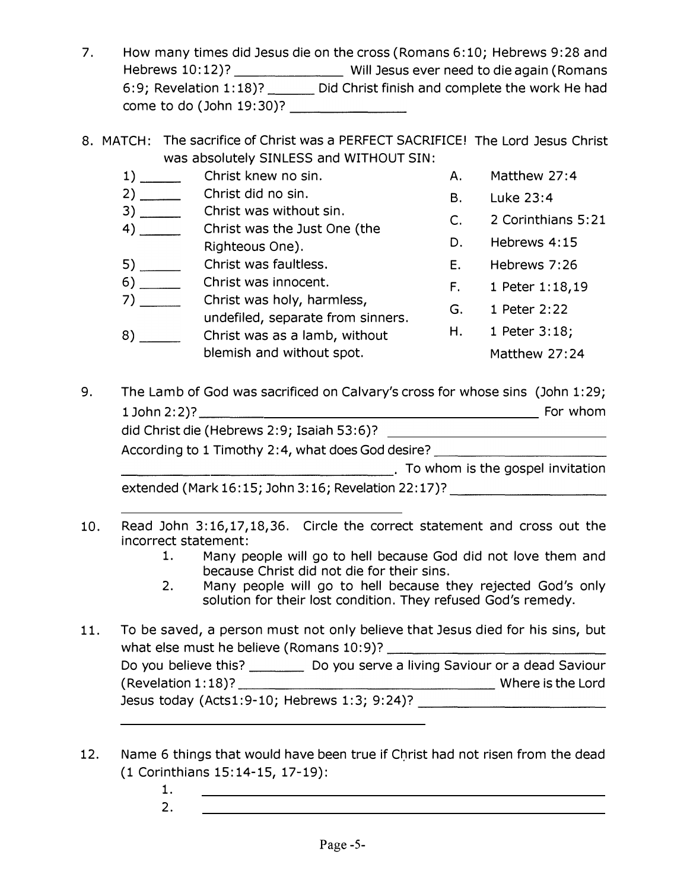7. How many times did Jesus die on the cross (Romans 6:10; Hebrews 9:28 and Hebrews 10:12)? ______________ Will Jesus ever need to die again (Romans 6:9; Revelation 1:18)? ______ Did Christ finish and complete the work He had come to do (John 19:30)? _______________

8. MATCH: The sacrifice of Christ was a PERFECT SACRIFICE! The Lord Jesus Christ was absolutely SINLESS and WITHOUT SIN:

| | | | |
|---|---|---|---|
| 1) _____ | Christ knew no sin. | A. | Matthew 27:4 |
| 2) _____ | Christ did no sin. | B. | Luke 23:4 |
| 3) _____ | Christ was without sin. | C. | 2 Corinthians 5:21 |
| 4) _____ | Christ was the Just One (the Righteous One). | D. | Hebrews 4:15 |
| 5) _____ | Christ was faultless. | E. | Hebrews 7:26 |
| 6) _____ | Christ was innocent. | F. | 1 Peter 1:18,19 |
| 7) _____ | Christ was holy, harmless, undefiled, separate from sinners. | G. | 1 Peter 2:22 |
| 8) _____ | Christ was as a lamb, without blemish and without spot. | H. | 1 Peter 3:18; Matthew 27:24 |

9. The Lamb of God was sacrificed on Calvary's cross for whose sins (John 1:29; 1 John 2:2)? ________________________________________ For whom did Christ die (Hebrews 2:9; Isaiah 53:6)? ______________________ According to 1 Timothy 2:4, what does God desire? ______________________ ______________________________. To whom is the gospel invitation extended (Mark 16:15; John 3:16; Revelation 22:17)? __________________ ______________________________

10. Read John 3:16,17,18,36. Circle the correct statement and cross out the incorrect statement:
    1. Many people will go to hell because God did not love them and because Christ did not die for their sins.
    2. Many people will go to hell because they rejected God's only solution for their lost condition. They refused God's remedy.

11. To be saved, a person must not only believe that Jesus died for his sins, but what else must he believe (Romans 10:9)? __________________________ Do you believe this? _______ Do you serve a living Saviour or a dead Saviour (Revelation 1:18)? ______________________________ Where is the Lord Jesus today (Acts1:9-10; Hebrews 1:3; 9:24)? ______________________ ______________________________

12. Name 6 things that would have been true if Christ had not risen from the dead (1 Corinthians 15:14-15, 17-19):
    1. ____________________________________________
    2. ____________________________________________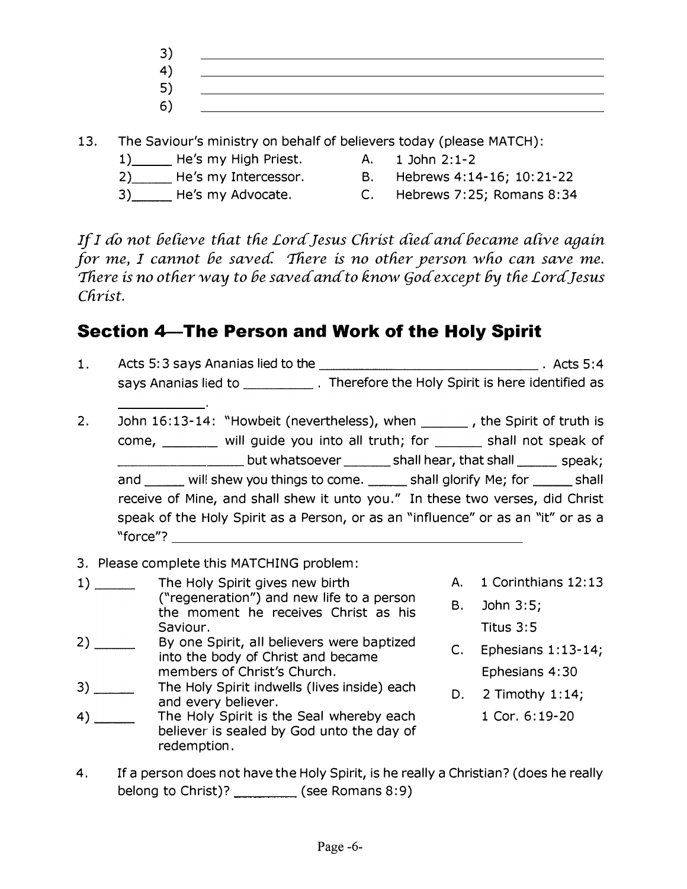3) ____________________________________________
4) ____________________________________________
5) ____________________________________________
6) ____________________________________________

13. The Saviour's ministry on behalf of believers today (please MATCH):

1)_____ He's my High Priest. A. 1 John 2:1-2

2)_____ He's my Intercessor. B. Hebrews 4:14-16; 10:21-22

3)_____ He's my Advocate. C. Hebrews 7:25; Romans 8:34

*If I do not believe that the Lord Jesus Christ died and became alive again for me, I cannot be saved. There is no other person who can save me. There is no other way to be saved and to know God except by the Lord Jesus Christ.*

## Section 4—The Person and Work of the Holy Spirit

1. Acts 5:3 says Ananias lied to the ______________________________ . Acts 5:4 says Ananias lied to __________ . Therefore the Holy Spirit is here identified as ___________.

2. John 16:13-14: "Howbeit (nevertheless), when ______ , the Spirit of truth is come, _______ will guide you into all truth; for ______ shall not speak of _______________ but whatsoever ______ shall hear, that shall _____ speak; and _____ will shew you things to come. _____ shall glorify Me; for _____ shall receive of Mine, and shall shew it unto you." In these two verses, did Christ speak of the Holy Spirit as a Person, or as an "influence" or as an "it" or as a "force"? ____________________________________________

3. Please complete this MATCHING problem:

1) _____ The Holy Spirit gives new birth ("regeneration") and new life to a person the moment he receives Christ as his Saviour.

2) _____ By one Spirit, all believers were baptized into the body of Christ and became members of Christ's Church.

3) _____ The Holy Spirit indwells (lives inside) each and every believer.

4) _____ The Holy Spirit is the Seal whereby each believer is sealed by God unto the day of redemption.

A. 1 Corinthians 12:13

B. John 3:5; Titus 3:5

C. Ephesians 1:13-14; Ephesians 4:30

D. 2 Timothy 1:14; 1 Cor. 6:19-20

4. If a person does not have the Holy Spirit, is he really a Christian? (does he really belong to Christ)? _________ (see Romans 8:9)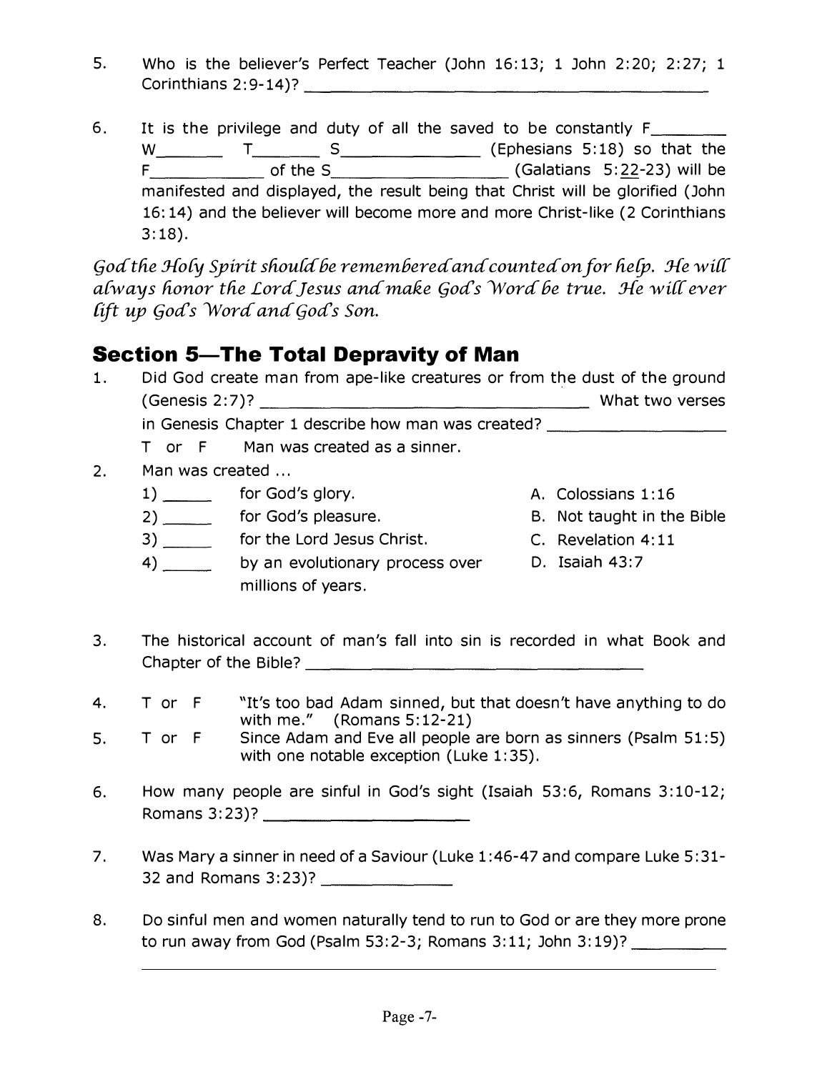5. Who is the believer's Perfect Teacher (John 16:13; 1 John 2:20; 2:27; 1 Corinthians 2:9-14)? ______________________________

6. It is the privilege and duty of all the saved to be constantly F________ W________ T________ S______________ (Ephesians 5:18) so that the F____________ of the S__________________ (Galatians 5:22-23) will be manifested and displayed, the result being that Christ will be glorified (John 16:14) and the believer will become more and more Christ-like (2 Corinthians 3:18).

*God the Holy Spirit should be remembered and counted on for help. He will always honor the Lord Jesus and make God's Word be true. He will ever lift up God's Word and God's Son.*

## Section 5—The Total Depravity of Man

1. Did God create man from ape-like creatures or from the dust of the ground (Genesis 2:7)? ______________________________ What two verses in Genesis Chapter 1 describe how man was created? ________________

   T or F Man was created as a sinner.

2. Man was created ...

   1) _____ for God's glory.
   2) _____ for God's pleasure.
   3) _____ for the Lord Jesus Christ.
   4) _____ by an evolutionary process over millions of years.

   A. Colossians 1:16
   B. Not taught in the Bible
   C. Revelation 4:11
   D. Isaiah 43:7

3. The historical account of man's fall into sin is recorded in what Book and Chapter of the Bible? ______________________________

4. T or F "It's too bad Adam sinned, but that doesn't have anything to do with me." (Romans 5:12-21)

5. T or F Since Adam and Eve all people are born as sinners (Psalm 51:5) with one notable exception (Luke 1:35).

6. How many people are sinful in God's sight (Isaiah 53:6, Romans 3:10-12; Romans 3:23)? ____________________

7. Was Mary a sinner in need of a Saviour (Luke 1:46-47 and compare Luke 5:31-32 and Romans 3:23)? ____________

8. Do sinful men and women naturally tend to run to God or are they more prone to run away from God (Psalm 53:2-3; Romans 3:11; John 3:19)? __________
______________________________________________________________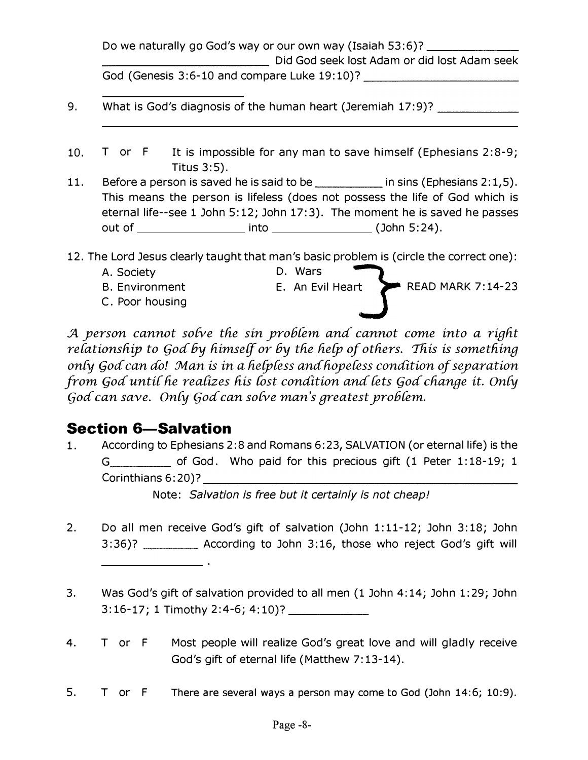Do we naturally go God's way or our own way (Isaiah 53:6)? ______________ __________________________ Did God seek lost Adam or did lost Adam seek God (Genesis 3:6-10 and compare Luke 19:10)? __________________________ ____________________

9. What is God's diagnosis of the human heart (Jeremiah 17:9)? ____________ ______________________________________________________________

10. T or F It is impossible for any man to save himself (Ephesians 2:8-9; Titus 3:5).

11. Before a person is saved he is said to be __________ in sins (Ephesians 2:1,5). This means the person is lifeless (does not possess the life of God which is eternal life--see 1 John 5:12; John 17:3). The moment he is saved he passes out of ________________ into _______________ (John 5:24).

12. The Lord Jesus clearly taught that man's basic problem is (circle the correct one):
   - A. Society
   - B. Environment
   - C. Poor housing
   - D. Wars
   - E. An Evil Heart

   READ MARK 7:14-23

*A person cannot solve the sin problem and cannot come into a right relationship to God by himself or by the help of others. This is something only God can do! Man is in a helpless and hopeless condition of separation from God until he realizes his lost condition and lets God change it. Only God can save. Only God can solve man's greatest problem.*

## Section 6—Salvation

1. According to Ephesians 2:8 and Romans 6:23, SALVATION (or eternal life) is the G_________ of God. Who paid for this precious gift (1 Peter 1:18-19; 1 Corinthians 6:20)? _______________________________________________

   Note: *Salvation is free but it certainly is not cheap!*

2. Do all men receive God's gift of salvation (John 1:11-12; John 3:18; John 3:36)? ________ According to John 3:16, those who reject God's gift will _______________ .

3. Was God's gift of salvation provided to all men (1 John 4:14; John 1:29; John 3:16-17; 1 Timothy 2:4-6; 4:10)? ____________

4. T or F Most people will realize God's great love and will gladly receive God's gift of eternal life (Matthew 7:13-14).

5. T or F There are several ways a person may come to God (John 14:6; 10:9).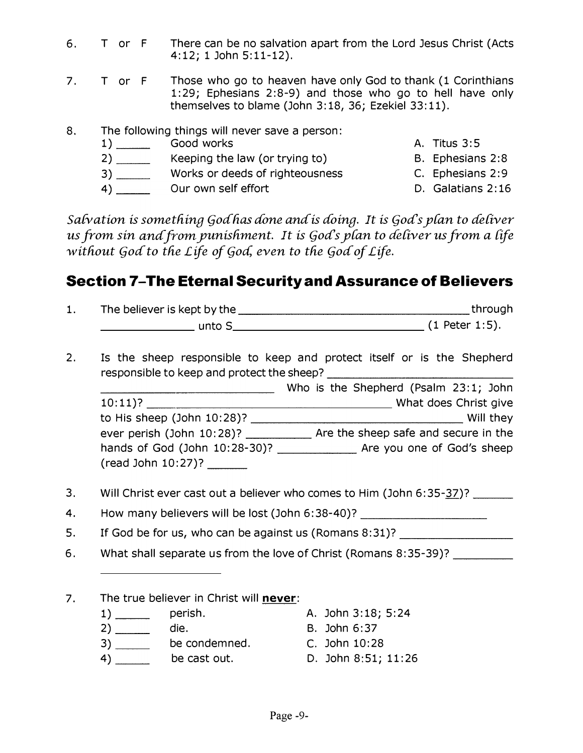6. T or F There can be no salvation apart from the Lord Jesus Christ (Acts 4:12; 1 John 5:11-12).

7. T or F Those who go to heaven have only God to thank (1 Corinthians 1:29; Ephesians 2:8-9) and those who go to hell have only themselves to blame (John 3:18, 36; Ezekiel 33:11).

8. The following things will never save a person:

| | | |
|---|---|---|
| 1) _____ | Good works | A. Titus 3:5 |
| 2) _____ | Keeping the law (or trying to) | B. Ephesians 2:8 |
| 3) _____ | Works or deeds of righteousness | C. Ephesians 2:9 |
| 4) _____ | Our own self effort | D. Galatians 2:16 |

*Salvation is something God has done and is doing. It is God's plan to deliver us from sin and from punishment. It is God's plan to deliver us from a life without God to the Life of God, even to the God of Life.*

## Section 7–The Eternal Security and Assurance of Believers

1. The believer is kept by the ________________________________ through ______________ unto S____________________________ (1 Peter 1:5).

2. Is the sheep responsible to keep and protect itself or is the Shepherd responsible to keep and protect the sheep? ________________________________ ____________________________ Who is the Shepherd (Psalm 23:1; John 10:11)? ________________________________ What does Christ give to His sheep (John 10:28)? ________________________________ Will they ever perish (John 10:28)? __________ Are the sheep safe and secure in the hands of God (John 10:28-30)? ____________ Are you one of God's sheep (read John 10:27)? ______

3. Will Christ ever cast out a believer who comes to Him (John 6:35-37)? ______

4. How many believers will be lost (John 6:38-40)? ____________________

5. If God be for us, who can be against us (Romans 8:31)? _________________

6. What shall separate us from the love of Christ (Romans 8:35-39)? _________ ____________________

7. The true believer in Christ will **never**:

| | | |
|---|---|---|
| 1) _____ | perish. | A. John 3:18; 5:24 |
| 2) _____ | die. | B. John 6:37 |
| 3) _____ | be condemned. | C. John 10:28 |
| 4) _____ | be cast out. | D. John 8:51; 11:26 |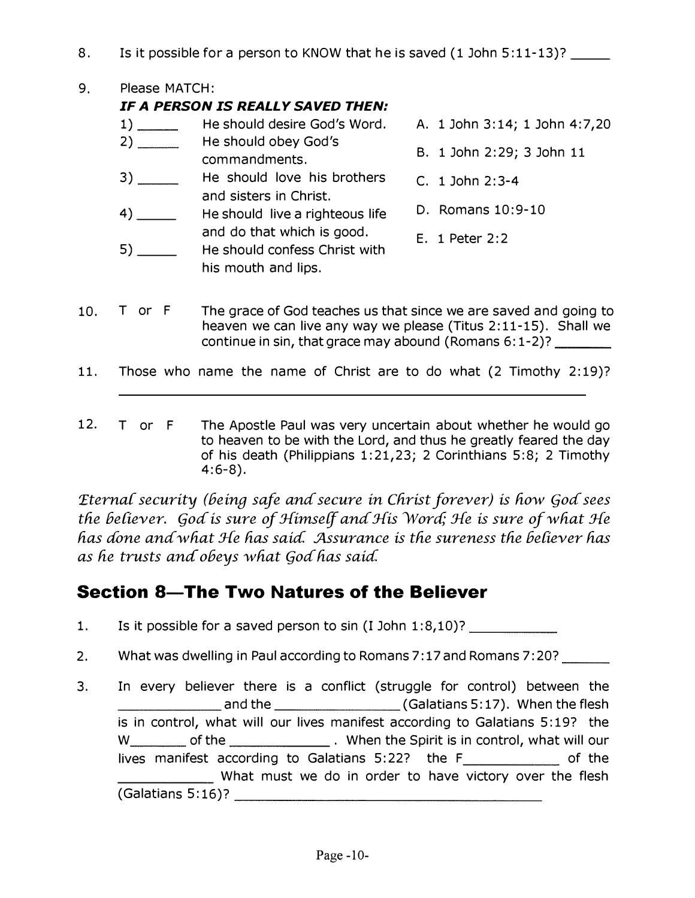8. Is it possible for a person to KNOW that he is saved (1 John 5:11-13)? _____

9. Please MATCH:

   ***IF A PERSON IS REALLY SAVED THEN:***

   1) _____ He should desire God's Word.
   2) _____ He should obey God's commandments.
   3) _____ He should love his brothers and sisters in Christ.
   4) _____ He should live a righteous life and do that which is good.
   5) _____ He should confess Christ with his mouth and lips.

   A. 1 John 3:14; 1 John 4:7,20
   B. 1 John 2:29; 3 John 11
   C. 1 John 2:3-4
   D. Romans 10:9-10
   E. 1 Peter 2:2

10. T or F The grace of God teaches us that since we are saved and going to heaven we can live any way we please (Titus 2:11-15). Shall we continue in sin, that grace may abound (Romans 6:1-2)? _______

11. Those who name the name of Christ are to do what (2 Timothy 2:19)?
    ____________________________________________________________

12. T or F The Apostle Paul was very uncertain about whether he would go to heaven to be with the Lord, and thus he greatly feared the day of his death (Philippians 1:21,23; 2 Corinthians 5:8; 2 Timothy 4:6-8).

*Eternal security (being safe and secure in Christ forever) is how God sees the believer. God is sure of Himself and His Word; He is sure of what He has done and what He has said. Assurance is the sureness the believer has as he trusts and obeys what God has said.*

## Section 8—The Two Natures of the Believer

1. Is it possible for a saved person to sin (I John 1:8,10)? ___________

2. What was dwelling in Paul according to Romans 7:17 and Romans 7:20? ______

3. In every believer there is a conflict (struggle for control) between the _____________ and the _______________ (Galatians 5:17). When the flesh is in control, what will our lives manifest according to Galatians 5:19? the W_______ of the ____________ . When the Spirit is in control, what will our lives manifest according to Galatians 5:22? the F____________ of the ____________ What must we do in order to have victory over the flesh (Galatians 5:16)? ________________________________________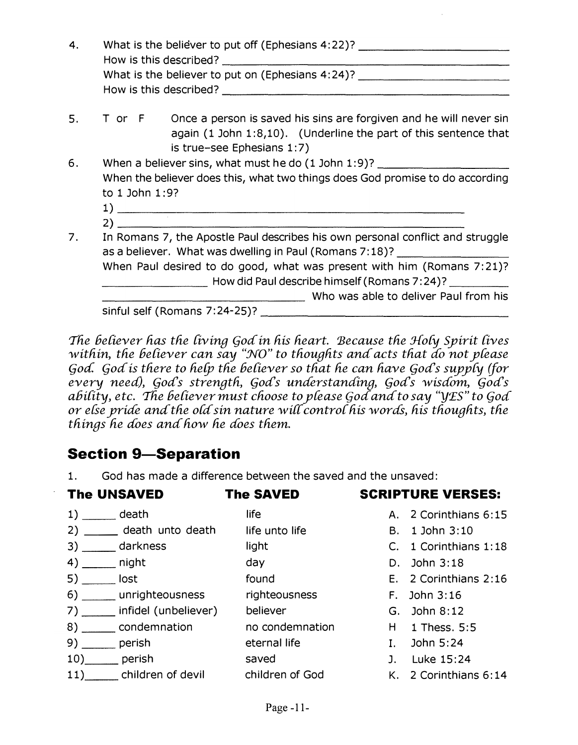4. What is the believer to put off (Ephesians 4:22)? ______________________
   How is this described? ______________________
   What is the believer to put on (Ephesians 4:24)? ______________________
   How is this described? ______________________

5. T or F Once a person is saved his sins are forgiven and he will never sin again (1 John 1:8,10). (Underline the part of this sentence that is true–see Ephesians 1:7)

6. When a believer sins, what must he do (1 John 1:9)? ______________________
   When the believer does this, what two things does God promise to do according to 1 John 1:9?
   1) ______________________
   2) ______________________

7. In Romans 7, the Apostle Paul describes his own personal conflict and struggle as a believer. What was dwelling in Paul (Romans 7:18)? ______________
   When Paul desired to do good, what was present with him (Romans 7:21)? ______________ How did Paul describe himself (Romans 7:24)? ______________ ______________ Who was able to deliver Paul from his sinful self (Romans 7:24-25)? ______________________

*The believer has the living God in his heart. Because the Holy Spirit lives within, the believer can say "NO" to thoughts and acts that do not please God. God is there to help the believer so that he can have God's supply (for every need), God's strength, God's understanding, God's wisdom, God's ability, etc. The believer must choose to please God and to say "YES" to God or else pride and the old sin nature will control his words, his thoughts, the things he does and how he does them.*

## Section 9—Separation

1. God has made a difference between the saved and the unsaved:

| The UNSAVED | The SAVED | SCRIPTURE VERSES: |
|---|---|---|
| 1) _____ death | life | A. 2 Corinthians 6:15 |
| 2) _____ death unto death | life unto life | B. 1 John 3:10 |
| 3) _____ darkness | light | C. 1 Corinthians 1:18 |
| 4) _____ night | day | D. John 3:18 |
| 5) _____ lost | found | E. 2 Corinthians 2:16 |
| 6) _____ unrighteousness | righteousness | F. John 3:16 |
| 7) _____ infidel (unbeliever) | believer | G. John 8:12 |
| 8) _____ condemnation | no condemnation | H 1 Thess. 5:5 |
| 9) _____ perish | eternal life | I. John 5:24 |
| 10)_____ perish | saved | J. Luke 15:24 |
| 11)_____ children of devil | children of God | K. 2 Corinthians 6:14 |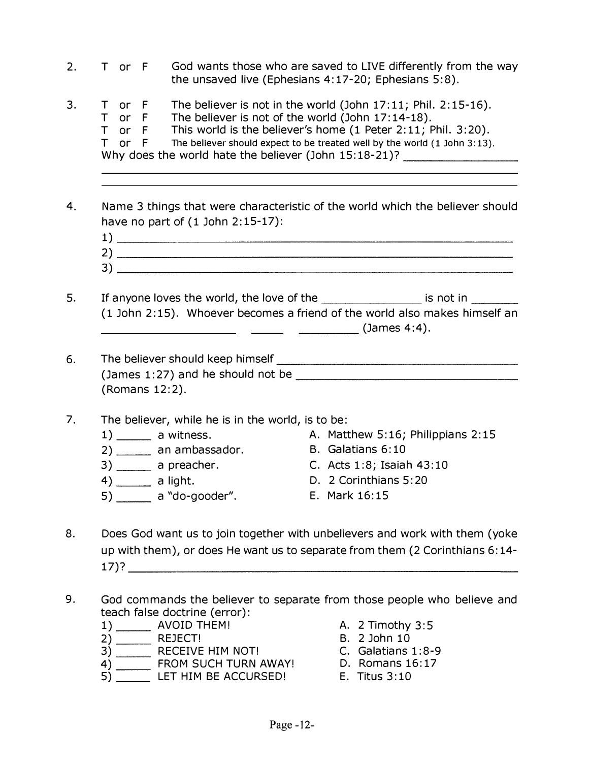2. T or F God wants those who are saved to LIVE differently from the way the unsaved live (Ephesians 4:17-20; Ephesians 5:8).

3. T or F The believer is not in the world (John 17:11; Phil. 2:15-16).
   T or F The believer is not of the world (John 17:14-18).
   T or F This world is the believer's home (1 Peter 2:11; Phil. 3:20).
   T or F The believer should expect to be treated well by the world (1 John 3:13).
   Why does the world hate the believer (John 15:18-21)? ____________________
   ______________________________________________________________
   ______________________________________________________________

4. Name 3 things that were characteristic of the world which the believer should have no part of (1 John 2:15-17):
   1) ______________________________________________________________
   2) ______________________________________________________________
   3) ______________________________________________________________

5. If anyone loves the world, the love of the _______________ is not in ________ (1 John 2:15). Whoever becomes a friend of the world also makes himself an ______________________ ______ __________ (James 4:4).

6. The believer should keep himself ______________________________________ (James 1:27) and he should not be ____________________________________ (Romans 12:2).

7. The believer, while he is in the world, is to be:

   1) _____ a witness.
   2) _____ an ambassador.
   3) _____ a preacher.
   4) _____ a light.
   5) _____ a "do-gooder".

   A. Matthew 5:16; Philippians 2:15
   B. Galatians 6:10
   C. Acts 1:8; Isaiah 43:10
   D. 2 Corinthians 5:20
   E. Mark 16:15

8. Does God want us to join together with unbelievers and work with them (yoke up with them), or does He want us to separate from them (2 Corinthians 6:14-17)? ______________________________________________________________

9. God commands the believer to separate from those people who believe and teach false doctrine (error):

   1) _____ AVOID THEM!
   2) _____ REJECT!
   3) _____ RECEIVE HIM NOT!
   4) _____ FROM SUCH TURN AWAY!
   5) _____ LET HIM BE ACCURSED!

   A. 2 Timothy 3:5
   B. 2 John 10
   C. Galatians 1:8-9
   D. Romans 16:17
   E. Titus 3:10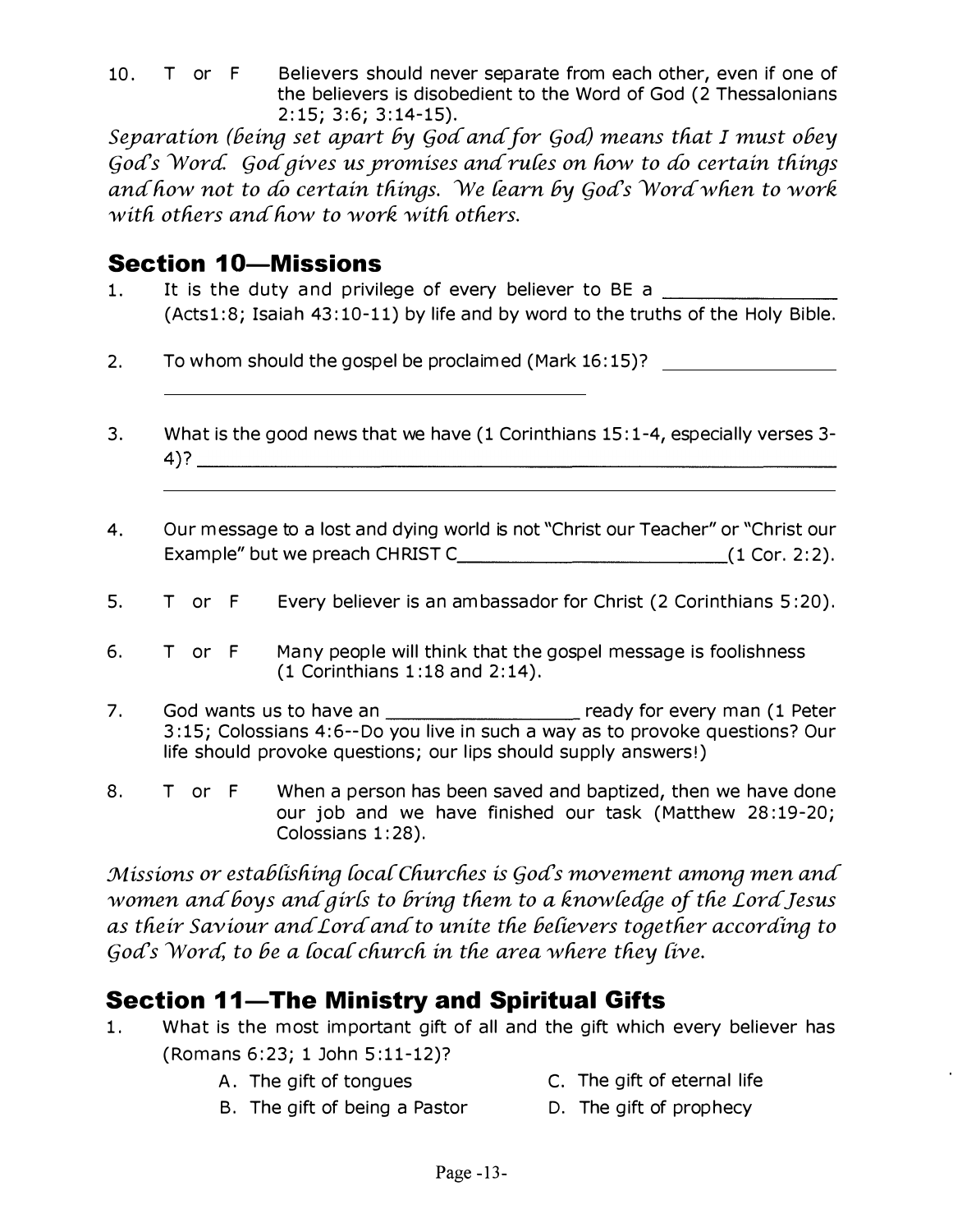10. T or F Believers should never separate from each other, even if one of the believers is disobedient to the Word of God (2 Thessalonians 2:15; 3:6; 3:14-15).

*Separation (being set apart by God and for God) means that I must obey God's Word. God gives us promises and rules on how to do certain things and how not to do certain things. We learn by God's Word when to work with others and how to work with others.*

## Section 10—Missions

1. It is the duty and privilege of every believer to BE a ________________ (Acts1:8; Isaiah 43:10-11) by life and by word to the truths of the Holy Bible.

2. To whom should the gospel be proclaimed (Mark 16:15)? ________________ ____________________________________________

3. What is the good news that we have (1 Corinthians 15:1-4, especially verses 3-4)? ____________________________________________________________ ____________________________________________________________

4. Our message to a lost and dying world is not "Christ our Teacher" or "Christ our Example" but we preach CHRIST C__________________________(1 Cor. 2:2).

5. T or F Every believer is an ambassador for Christ (2 Corinthians 5:20).

6. T or F Many people will think that the gospel message is foolishness (1 Corinthians 1:18 and 2:14).

7. God wants us to have an __________________ ready for every man (1 Peter 3:15; Colossians 4:6--Do you live in such a way as to provoke questions? Our life should provoke questions; our lips should supply answers!)

8. T or F When a person has been saved and baptized, then we have done our job and we have finished our task (Matthew 28:19-20; Colossians 1:28).

*Missions or establishing local Churches is God's movement among men and women and boys and girls to bring them to a knowledge of the Lord Jesus as their Saviour and Lord and to unite the believers together according to God's Word, to be a local church in the area where they live.*

## Section 11—The Ministry and Spiritual Gifts

1. What is the most important gift of all and the gift which every believer has (Romans 6:23; 1 John 5:11-12)?
   - A. The gift of tongues
   - B. The gift of being a Pastor
   - C. The gift of eternal life
   - D. The gift of prophecy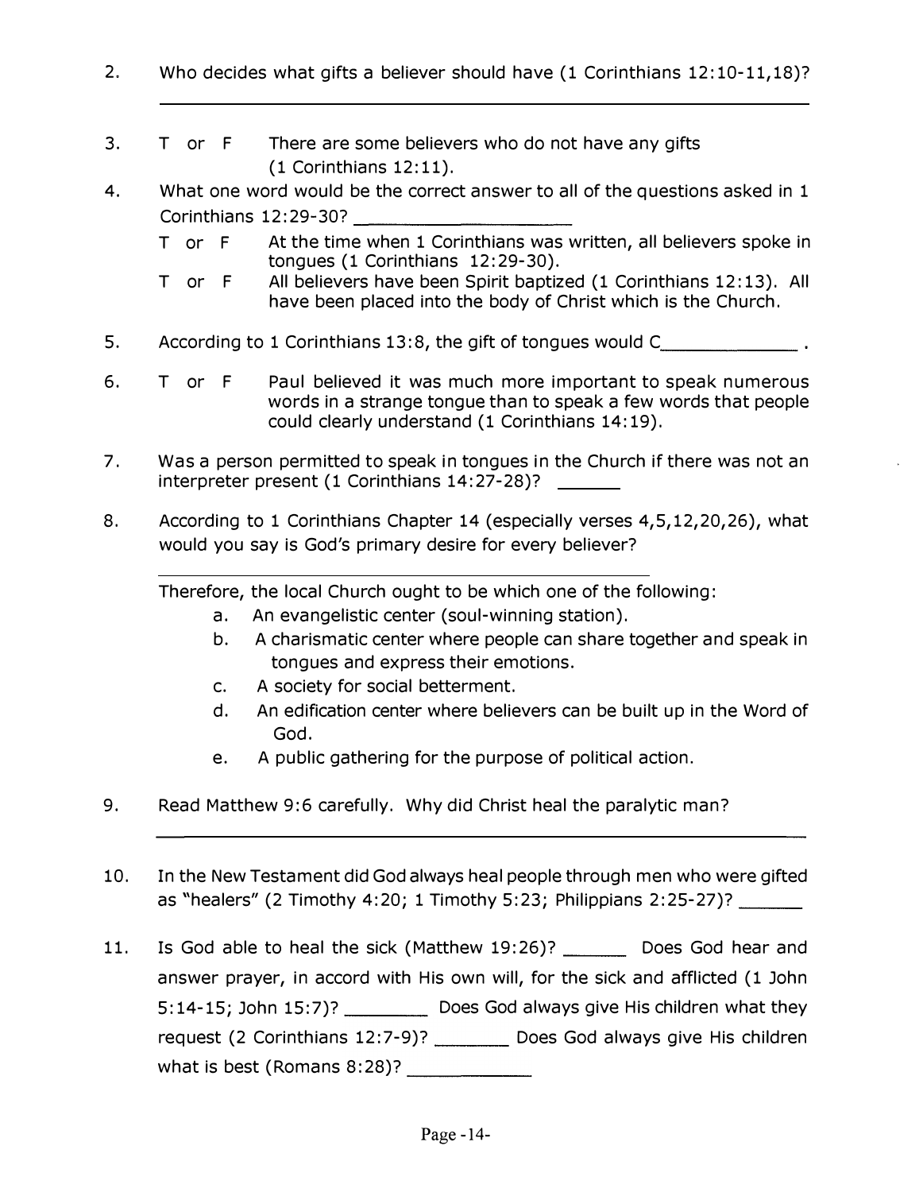2. Who decides what gifts a believer should have (1 Corinthians 12:10-11,18)?

   ______________________________________________________________

3. T or F There are some believers who do not have any gifts (1 Corinthians 12:11).

4. What one word would be the correct answer to all of the questions asked in 1 Corinthians 12:29-30? ____________________

   T or F At the time when 1 Corinthians was written, all believers spoke in tongues (1 Corinthians 12:29-30).

   T or F All believers have been Spirit baptized (1 Corinthians 12:13). All have been placed into the body of Christ which is the Church.

5. According to 1 Corinthians 13:8, the gift of tongues would C_____________ .

6. T or F Paul believed it was much more important to speak numerous words in a strange tongue than to speak a few words that people could clearly understand (1 Corinthians 14:19).

7. Was a person permitted to speak in tongues in the Church if there was not an interpreter present (1 Corinthians 14:27-28)? ______

8. According to 1 Corinthians Chapter 14 (especially verses 4,5,12,20,26), what would you say is God's primary desire for every believer?

   ______________________________________________________________

   Therefore, the local Church ought to be which one of the following:

   a. An evangelistic center (soul-winning station).
   b. A charismatic center where people can share together and speak in tongues and express their emotions.
   c. A society for social betterment.
   d. An edification center where believers can be built up in the Word of God.
   e. A public gathering for the purpose of political action.

9. Read Matthew 9:6 carefully. Why did Christ heal the paralytic man?

   ______________________________________________________________

10. In the New Testament did God always heal people through men who were gifted as "healers" (2 Timothy 4:20; 1 Timothy 5:23; Philippians 2:25-27)? ______

11. Is God able to heal the sick (Matthew 19:26)? ______ Does God hear and answer prayer, in accord with His own will, for the sick and afflicted (1 John 5:14-15; John 15:7)? ________ Does God always give His children what they request (2 Corinthians 12:7-9)? _______ Does God always give His children what is best (Romans 8:28)? ___________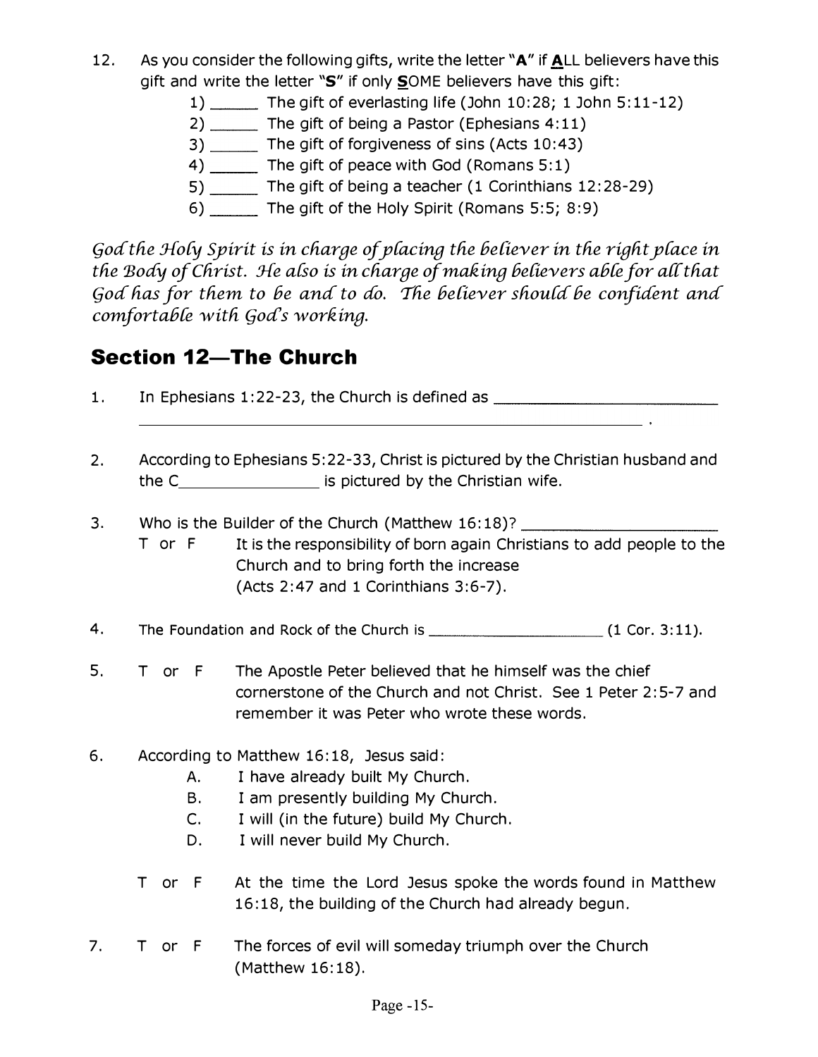12. As you consider the following gifts, write the letter "**A**" if **A**LL believers have this gift and write the letter "**S**" if only **S**OME believers have this gift:
    1) _____ The gift of everlasting life (John 10:28; 1 John 5:11-12)
    2) _____ The gift of being a Pastor (Ephesians 4:11)
    3) _____ The gift of forgiveness of sins (Acts 10:43)
    4) _____ The gift of peace with God (Romans 5:1)
    5) _____ The gift of being a teacher (1 Corinthians 12:28-29)
    6) _____ The gift of the Holy Spirit (Romans 5:5; 8:9)

*God the Holy Spirit is in charge of placing the believer in the right place in the Body of Christ. He also is in charge of making believers able for all that God has for them to be and to do. The believer should be confident and comfortable with God's working.*

## Section 12—The Church

1. In Ephesians 1:22-23, the Church is defined as ______________________________ ______________________________________________________ .

2. According to Ephesians 5:22-33, Christ is pictured by the Christian husband and the C_______________ is pictured by the Christian wife.

3. Who is the Builder of the Church (Matthew 16:18)? ______________________

   T or F It is the responsibility of born again Christians to add people to the Church and to bring forth the increase (Acts 2:47 and 1 Corinthians 3:6-7).

4. The Foundation and Rock of the Church is ____________________ (1 Cor. 3:11).

5. T or F The Apostle Peter believed that he himself was the chief cornerstone of the Church and not Christ. See 1 Peter 2:5-7 and remember it was Peter who wrote these words.

6. According to Matthew 16:18, Jesus said:
   A. I have already built My Church.
   B. I am presently building My Church.
   C. I will (in the future) build My Church.
   D. I will never build My Church.

   T or F At the time the Lord Jesus spoke the words found in Matthew 16:18, the building of the Church had already begun.

7. T or F The forces of evil will someday triumph over the Church (Matthew 16:18).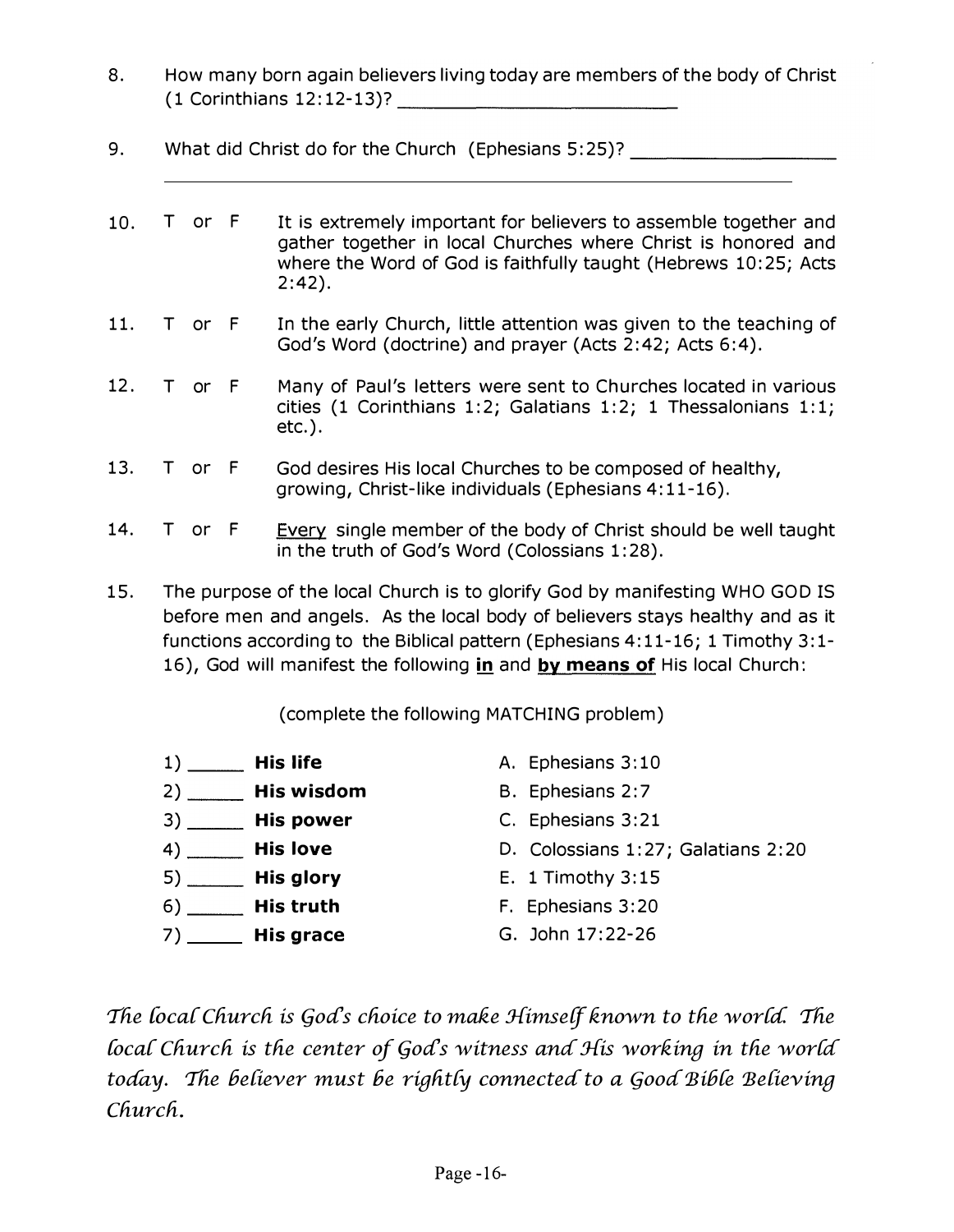8. How many born again believers living today are members of the body of Christ (1 Corinthians 12:12-13)? ______________________

9. What did Christ do for the Church (Ephesians 5:25)? ________________
______________________________________________________

10. T or F It is extremely important for believers to assemble together and gather together in local Churches where Christ is honored and where the Word of God is faithfully taught (Hebrews 10:25; Acts 2:42).

11. T or F In the early Church, little attention was given to the teaching of God's Word (doctrine) and prayer (Acts 2:42; Acts 6:4).

12. T or F Many of Paul's letters were sent to Churches located in various cities (1 Corinthians 1:2; Galatians 1:2; 1 Thessalonians 1:1; etc.).

13. T or F God desires His local Churches to be composed of healthy, growing, Christ-like individuals (Ephesians 4:11-16).

14. T or F <u>Every</u> single member of the body of Christ should be well taught in the truth of God's Word (Colossians 1:28).

15. The purpose of the local Church is to glorify God by manifesting WHO GOD IS before men and angels. As the local body of believers stays healthy and as it functions according to the Biblical pattern (Ephesians 4:11-16; 1 Timothy 3:1-16), God will manifest the following **<u>in</u>** and **<u>by means of</u>** His local Church:

(complete the following MATCHING problem)

| | |
|---|---|
| 1) _____ **His life** | A. Ephesians 3:10 |
| 2) _____ **His wisdom** | B. Ephesians 2:7 |
| 3) _____ **His power** | C. Ephesians 3:21 |
| 4) _____ **His love** | D. Colossians 1:27; Galatians 2:20 |
| 5) _____ **His glory** | E. 1 Timothy 3:15 |
| 6) _____ **His truth** | F. Ephesians 3:20 |
| 7) _____ **His grace** | G. John 17:22-26 |

*The local Church is God's choice to make Himself known to the world. The local Church is the center of God's witness and His working in the world today. The believer must be rightly connected to a Good Bible Believing Church.*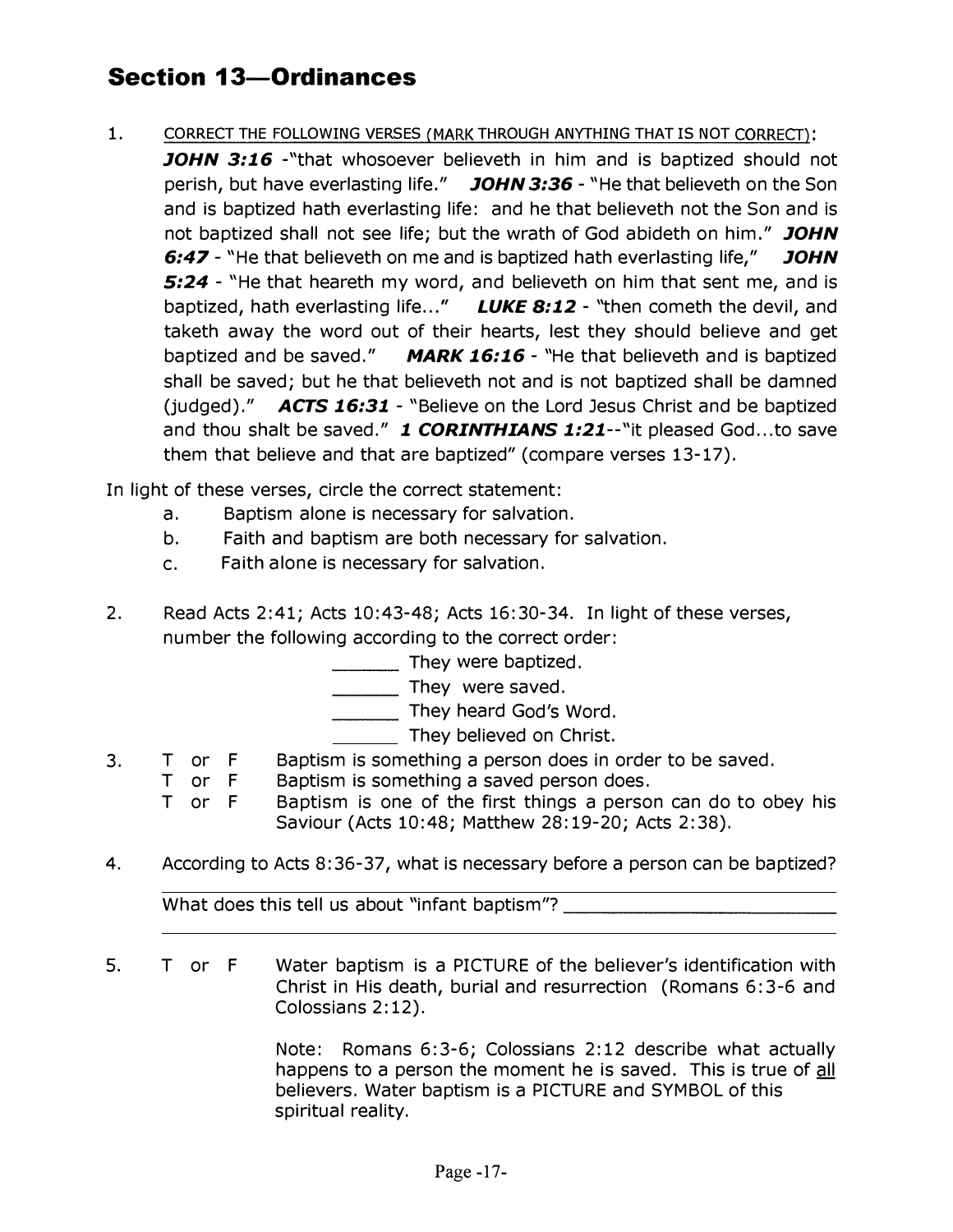## Section 13—Ordinances

1. CORRECT THE FOLLOWING VERSES (MARK THROUGH ANYTHING THAT IS NOT CORRECT):
   ***JOHN 3:16*** -"that whosoever believeth in him and is baptized should not perish, but have everlasting life." ***JOHN 3:36*** - "He that believeth on the Son and is baptized hath everlasting life: and he that believeth not the Son and is not baptized shall not see life; but the wrath of God abideth on him." ***JOHN 6:47*** - "He that believeth on me and is baptized hath everlasting life," ***JOHN 5:24*** - "He that heareth my word, and believeth on him that sent me, and is baptized, hath everlasting life..." ***LUKE 8:12*** - "then cometh the devil, and taketh away the word out of their hearts, lest they should believe and get baptized and be saved." ***MARK 16:16*** - "He that believeth and is baptized shall be saved; but he that believeth not and is not baptized shall be damned (judged)." ***ACTS 16:31*** - "Believe on the Lord Jesus Christ and be baptized and thou shalt be saved." ***1 CORINTHIANS 1:21***--"it pleased God...to save them that believe and that are baptized" (compare verses 13-17).

In light of these verses, circle the correct statement:

- a. Baptism alone is necessary for salvation.
- b. Faith and baptism are both necessary for salvation.
- c. Faith alone is necessary for salvation.

2. Read Acts 2:41; Acts 10:43-48; Acts 16:30-34. In light of these verses, number the following according to the correct order:

   ______ They were baptized.
   ______ They were saved.
   ______ They heard God's Word.
   ______ They believed on Christ.

3. T or F Baptism is something a person does in order to be saved.
   T or F Baptism is something a saved person does.
   T or F Baptism is one of the first things a person can do to obey his Saviour (Acts 10:48; Matthew 28:19-20; Acts 2:38).

4. According to Acts 8:36-37, what is necessary before a person can be baptized?
   ______________________________________________
   What does this tell us about "infant baptism"? ______________________________
   ______________________________________________

5. T or F Water baptism is a PICTURE of the believer's identification with Christ in His death, burial and resurrection (Romans 6:3-6 and Colossians 2:12).

   Note: Romans 6:3-6; Colossians 2:12 describe what actually happens to a person the moment he is saved. This is true of all believers. Water baptism is a PICTURE and SYMBOL of this spiritual reality.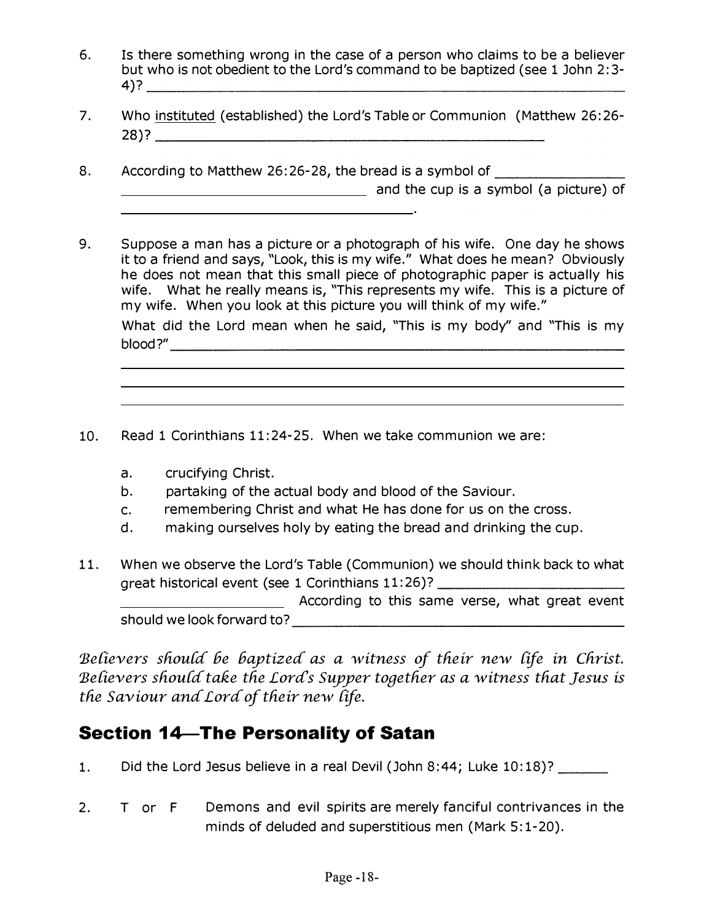6. Is there something wrong in the case of a person who claims to be a believer but who is not obedient to the Lord's command to be baptized (see 1 John 2:3-4)? ______________________________________________

7. Who instituted (established) the Lord's Table or Communion (Matthew 26:26-28)? ______________________________________________

8. According to Matthew 26:26-28, the bread is a symbol of ______________________________________________ and the cup is a symbol (a picture) of ______________________________________________.

9. Suppose a man has a picture or a photograph of his wife. One day he shows it to a friend and says, "Look, this is my wife." What does he mean? Obviously he does not mean that this small piece of photographic paper is actually his wife. What he really means is, "This represents my wife. This is a picture of my wife. When you look at this picture you will think of my wife."

   What did the Lord mean when he said, "This is my body" and "This is my blood?" ______________________________________________
   ______________________________________________
   ______________________________________________
   ______________________________________________

10. Read 1 Corinthians 11:24-25. When we take communion we are:

    a. crucifying Christ.
    b. partaking of the actual body and blood of the Saviour.
    c. remembering Christ and what He has done for us on the cross.
    d. making ourselves holy by eating the bread and drinking the cup.

11. When we observe the Lord's Table (Communion) we should think back to what great historical event (see 1 Corinthians 11:26)? ______________________________________________ According to this same verse, what great event should we look forward to? ______________________________________________

*Believers should be baptized as a witness of their new life in Christ. Believers should take the Lord's Supper together as a witness that Jesus is the Saviour and Lord of their new life.*

## Section 14—The Personality of Satan

1. Did the Lord Jesus believe in a real Devil (John 8:44; Luke 10:18)? ______

2. T or F Demons and evil spirits are merely fanciful contrivances in the minds of deluded and superstitious men (Mark 5:1-20).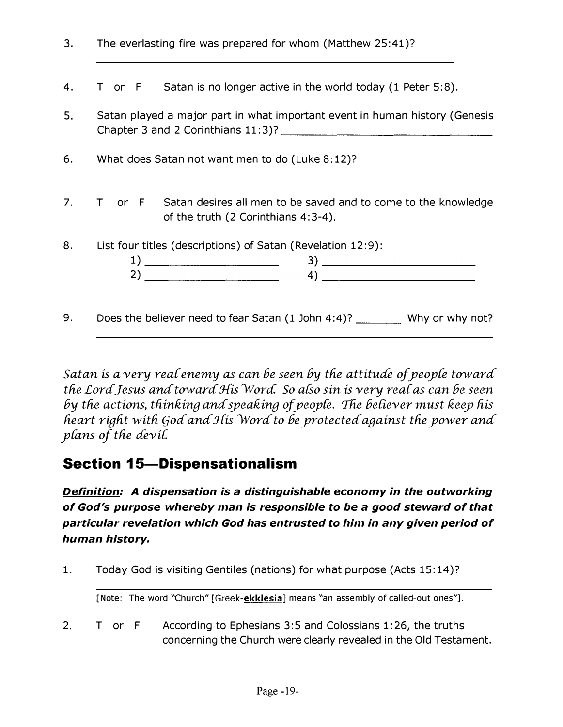3. The everlasting fire was prepared for whom (Matthew 25:41)?

   ______________________________________________

4. T or F Satan is no longer active in the world today (1 Peter 5:8).

5. Satan played a major part in what important event in human history (Genesis Chapter 3 and 2 Corinthians 11:3)? ______________________________

6. What does Satan not want men to do (Luke 8:12)?

   ______________________________________________

7. T or F Satan desires all men to be saved and to come to the knowledge of the truth (2 Corinthians 4:3-4).

8. List four titles (descriptions) of Satan (Revelation 12:9):

   1) ____________________ 3) ____________________
   2) ____________________ 4) ____________________

9. Does the believer need to fear Satan (1 John 4:4)? _______ Why or why not?

   ______________________________________________
   ______________________

*Satan is a very real enemy as can be seen by the attitude of people toward the Lord Jesus and toward His Word. So also sin is very real as can be seen by the actions, thinking and speaking of people. The believer must keep his heart right with God and His Word to be protected against the power and plans of the devil.*

## Section 15—Dispensationalism

***Definition:*** ***A dispensation is a distinguishable economy in the outworking of God's purpose whereby man is responsible to be a good steward of that particular revelation which God has entrusted to him in any given period of human history.***

1. Today God is visiting Gentiles (nations) for what purpose (Acts 15:14)?

   ______________________________________________

   [Note: The word "Church" [Greek-**ekklesia**] means "an assembly of called-out ones"].

2. T or F According to Ephesians 3:5 and Colossians 1:26, the truths concerning the Church were clearly revealed in the Old Testament.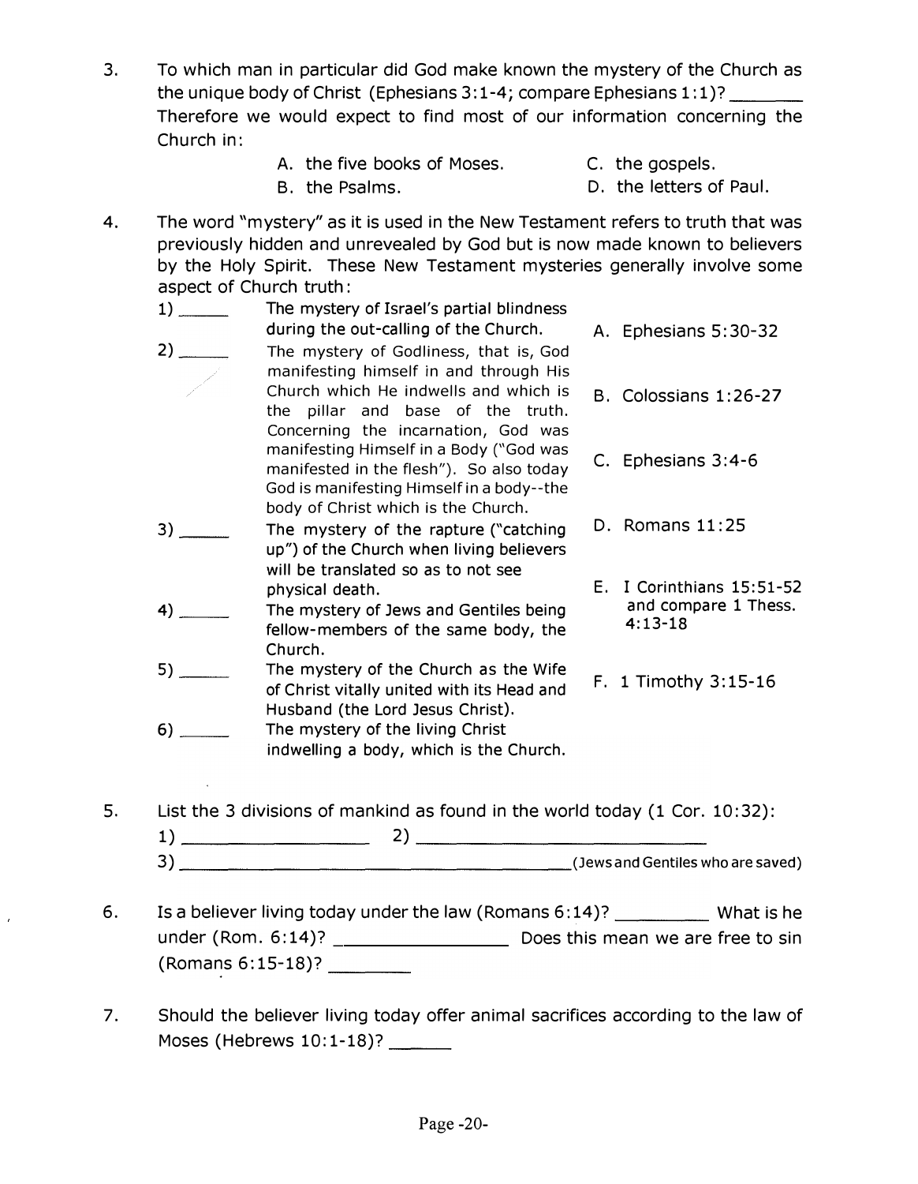3. To which man in particular did God make known the mystery of the Church as the unique body of Christ (Ephesians 3:1-4; compare Ephesians 1:1)? _______ Therefore we would expect to find most of our information concerning the Church in:

   A. the five books of Moses.
   B. the Psalms.
   C. the gospels.
   D. the letters of Paul.

4. The word "mystery" as it is used in the New Testament refers to truth that was previously hidden and unrevealed by God but is now made known to believers by the Holy Spirit. These New Testament mysteries generally involve some aspect of Church truth:

   1) _____ The mystery of Israel's partial blindness during the out-calling of the Church.
   2) _____ The mystery of Godliness, that is, God manifesting himself in and through His Church which He indwells and which is the pillar and base of the truth. Concerning the incarnation, God was manifesting Himself in a Body ("God was manifested in the flesh"). So also today God is manifesting Himself in a body--the body of Christ which is the Church.
   3) _____ The mystery of the rapture ("catching up") of the Church when living believers will be translated so as to not see physical death.
   4) _____ The mystery of Jews and Gentiles being fellow-members of the same body, the Church.
   5) _____ The mystery of the Church as the Wife of Christ vitally united with its Head and Husband (the Lord Jesus Christ).
   6) _____ The mystery of the living Christ indwelling a body, which is the Church.

   A. Ephesians 5:30-32
   B. Colossians 1:26-27
   C. Ephesians 3:4-6
   D. Romans 11:25
   E. I Corinthians 15:51-52 and compare 1 Thess. 4:13-18
   F. 1 Timothy 3:15-16

5. List the 3 divisions of mankind as found in the world today (1 Cor. 10:32):

   1) ________________ 2) ________________________
   3) ________________________________________ (Jews and Gentiles who are saved)

6. Is a believer living today under the law (Romans 6:14)? _________ What is he under (Rom. 6:14)? ________________ Does this mean we are free to sin (Romans 6:15-18)? ________

7. Should the believer living today offer animal sacrifices according to the law of Moses (Hebrews 10:1-18)? ______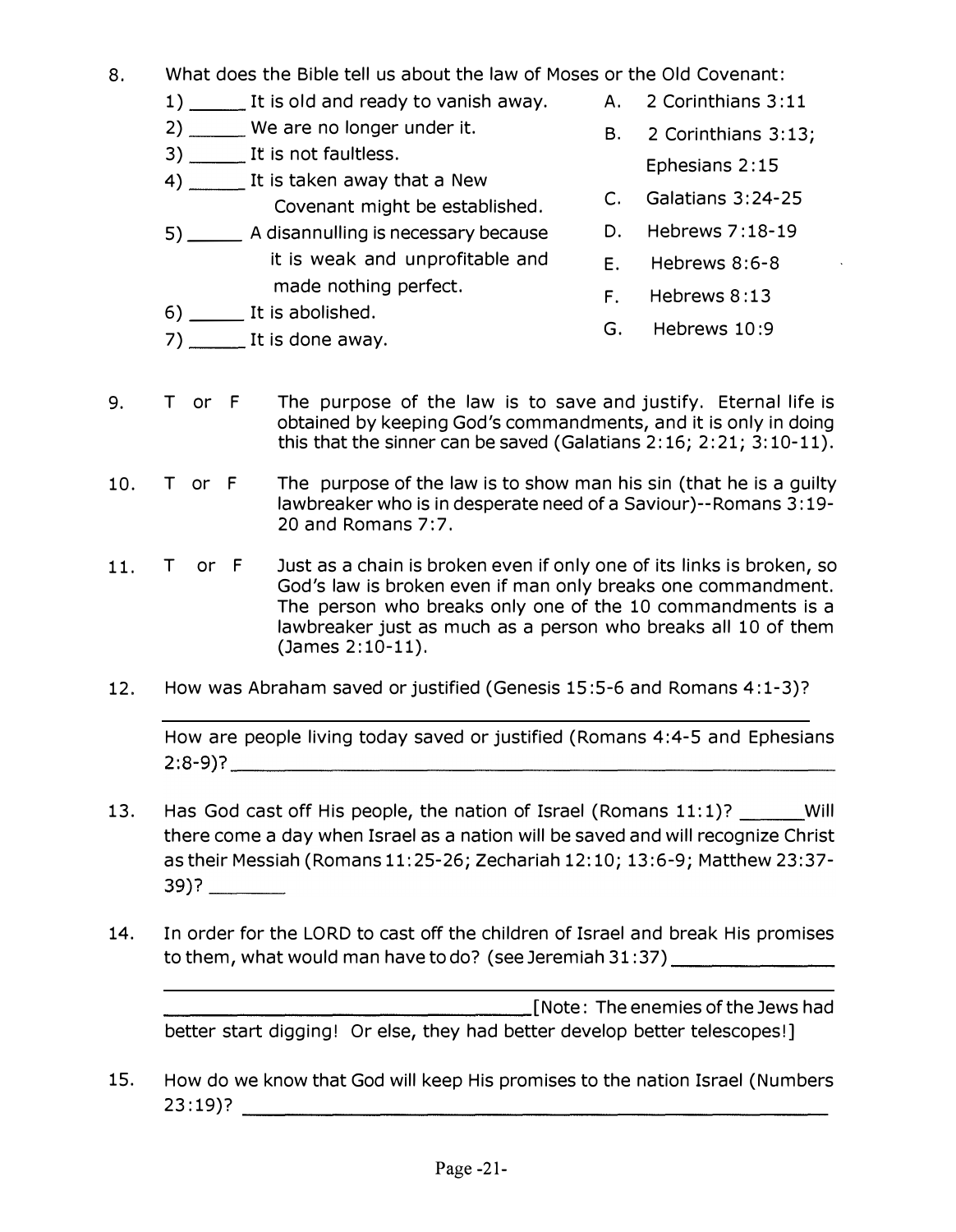8. What does the Bible tell us about the law of Moses or the Old Covenant:

1) _____ It is old and ready to vanish away.
2) _____ We are no longer under it.
3) _____ It is not faultless.
4) _____ It is taken away that a New Covenant might be established.
5) _____ A disannulling is necessary because it is weak and unprofitable and made nothing perfect.
6) _____ It is abolished.
7) _____ It is done away.

A. 2 Corinthians 3:11
B. 2 Corinthians 3:13; Ephesians 2:15
C. Galatians 3:24-25
D. Hebrews 7:18-19
E. Hebrews 8:6-8
F. Hebrews 8:13
G. Hebrews 10:9

9. T or F The purpose of the law is to save and justify. Eternal life is obtained by keeping God's commandments, and it is only in doing this that the sinner can be saved (Galatians 2:16; 2:21; 3:10-11).

10. T or F The purpose of the law is to show man his sin (that he is a guilty lawbreaker who is in desperate need of a Saviour)--Romans 3:19-20 and Romans 7:7.

11. T or F Just as a chain is broken even if only one of its links is broken, so God's law is broken even if man only breaks one commandment. The person who breaks only one of the 10 commandments is a lawbreaker just as much as a person who breaks all 10 of them (James 2:10-11).

12. How was Abraham saved or justified (Genesis 15:5-6 and Romans 4:1-3)?

_______________________________________________

How are people living today saved or justified (Romans 4:4-5 and Ephesians 2:8-9)? _______________________________________________

13. Has God cast off His people, the nation of Israel (Romans 11:1)? ______ Will there come a day when Israel as a nation will be saved and will recognize Christ as their Messiah (Romans 11:25-26; Zechariah 12:10; 13:6-9; Matthew 23:37-39)? _______

14. In order for the LORD to cast off the children of Israel and break His promises to them, what would man have to do? (see Jeremiah 31:37) _______________

_______________________________________________

_______________________________ [Note: The enemies of the Jews had better start digging! Or else, they had better develop better telescopes!]

15. How do we know that God will keep His promises to the nation Israel (Numbers 23:19)? _______________________________________________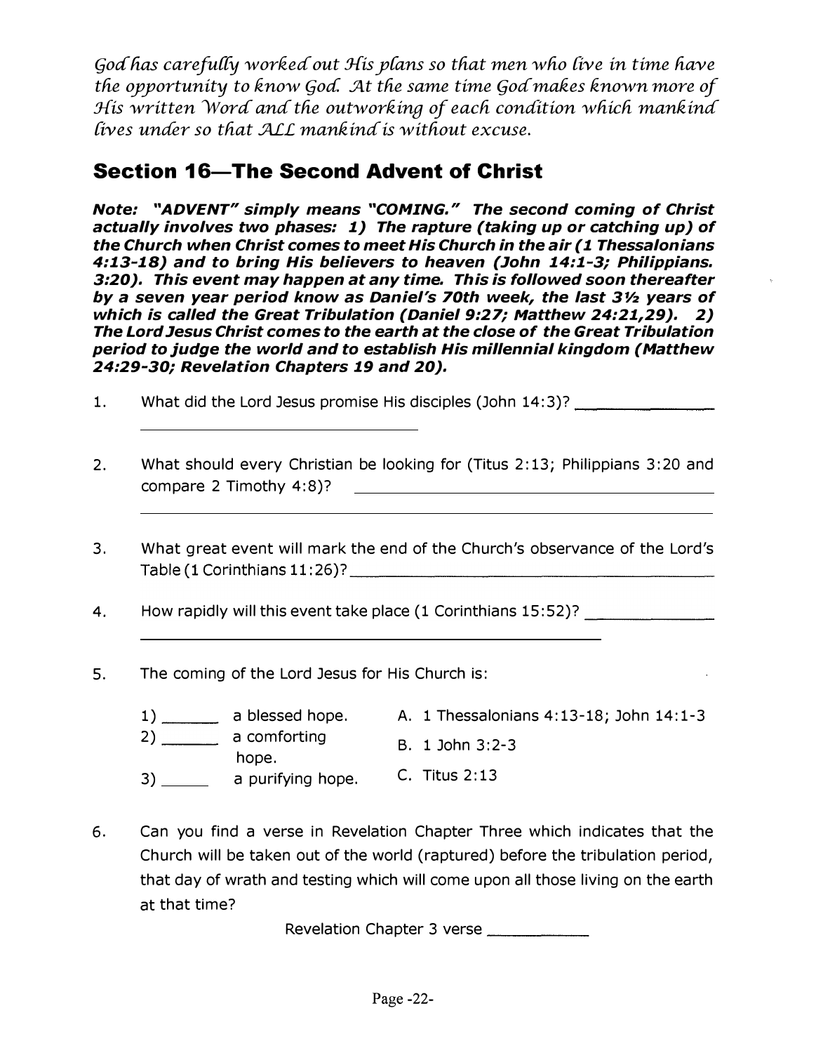*God has carefully worked out His plans so that men who live in time have the opportunity to know God. At the same time God makes known more of His written Word and the outworking of each condition which mankind lives under so that ALL mankind is without excuse.*

## Section 16—The Second Advent of Christ

***Note: "ADVENT" simply means "COMING." The second coming of Christ actually involves two phases: 1) The rapture (taking up or catching up) of the Church when Christ comes to meet His Church in the air (1 Thessalonians 4:13-18) and to bring His believers to heaven (John 14:1-3; Philippians. 3:20). This event may happen at any time. This is followed soon thereafter by a seven year period know as Daniel's 70th week, the last 3½ years of which is called the Great Tribulation (Daniel 9:27; Matthew 24:21,29). 2) The Lord Jesus Christ comes to the earth at the close of the Great Tribulation period to judge the world and to establish His millennial kingdom (Matthew 24:29-30; Revelation Chapters 19 and 20).***

1. What did the Lord Jesus promise His disciples (John 14:3)? ______________ ______________________________

2. What should every Christian be looking for (Titus 2:13; Philippians 3:20 and compare 2 Timothy 4:8)? ______________________________ ______________________________

3. What great event will mark the end of the Church's observance of the Lord's Table (1 Corinthians 11:26)? ______________________________

4. How rapidly will this event take place (1 Corinthians 15:52)? ______________ ______________________________

5. The coming of the Lord Jesus for His Church is:

   1) ______ a blessed hope. A. 1 Thessalonians 4:13-18; John 14:1-3
   2) ______ a comforting hope. B. 1 John 3:2-3
   3) ______ a purifying hope. C. Titus 2:13

6. Can you find a verse in Revelation Chapter Three which indicates that the Church will be taken out of the world (raptured) before the tribulation period, that day of wrath and testing which will come upon all those living on the earth at that time?

   Revelation Chapter 3 verse ____________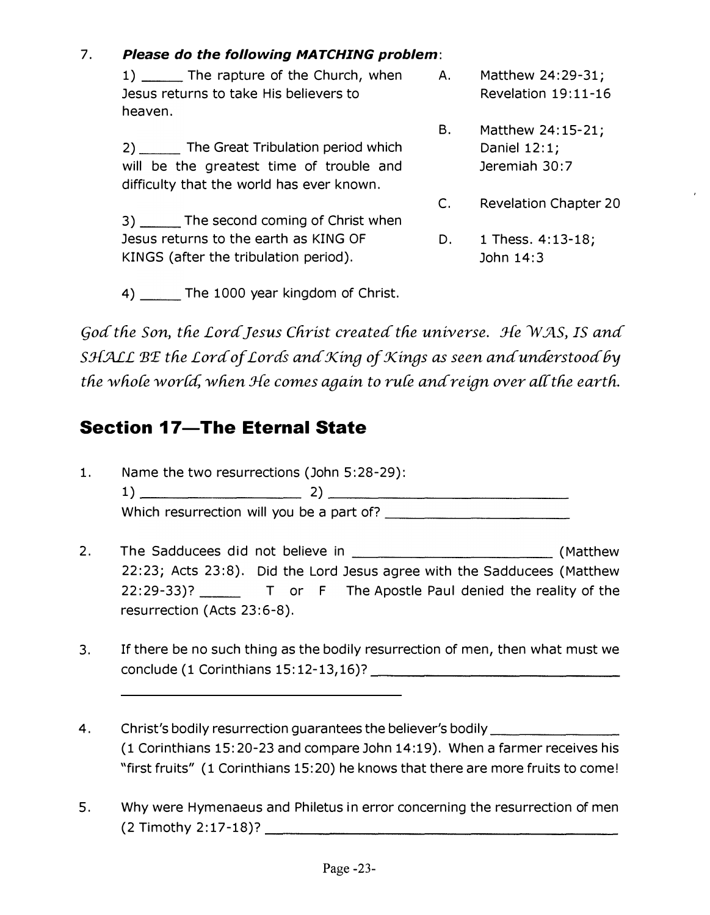7. ***Please do the following MATCHING problem*:**

   1) _____ The rapture of the Church, when Jesus returns to take His believers to heaven.

   2) _____ The Great Tribulation period which will be the greatest time of trouble and difficulty that the world has ever known.

   3) _____ The second coming of Christ when Jesus returns to the earth as KING OF KINGS (after the tribulation period).

   4) _____ The 1000 year kingdom of Christ.

   A. Matthew 24:29-31; Revelation 19:11-16

   B. Matthew 24:15-21; Daniel 12:1; Jeremiah 30:7

   C. Revelation Chapter 20

   D. 1 Thess. 4:13-18; John 14:3

*God the Son, the Lord Jesus Christ created the universe. He WAS, IS and SHALL BE the Lord of Lords and King of Kings as seen and understood by the whole world, when He comes again to rule and reign over all the earth.*

## Section 17—The Eternal State

1. Name the two resurrections (John 5:28-29):
   1) ____________________ 2) ________________________________
   Which resurrection will you be a part of? ________________________

2. The Sadducees did not believe in _________________________ (Matthew 22:23; Acts 23:8). Did the Lord Jesus agree with the Sadducees (Matthew 22:29-33)? _____ T or F The Apostle Paul denied the reality of the resurrection (Acts 23:6-8).

3. If there be no such thing as the bodily resurrection of men, then what must we conclude (1 Corinthians 15:12-13,16)? ________________________________
   ________________________________________

4. Christ's bodily resurrection guarantees the believer's bodily ________________ (1 Corinthians 15:20-23 and compare John 14:19). When a farmer receives his "first fruits" (1 Corinthians 15:20) he knows that there are more fruits to come!

5. Why were Hymenaeus and Philetus in error concerning the resurrection of men (2 Timothy 2:17-18)? ________________________________________________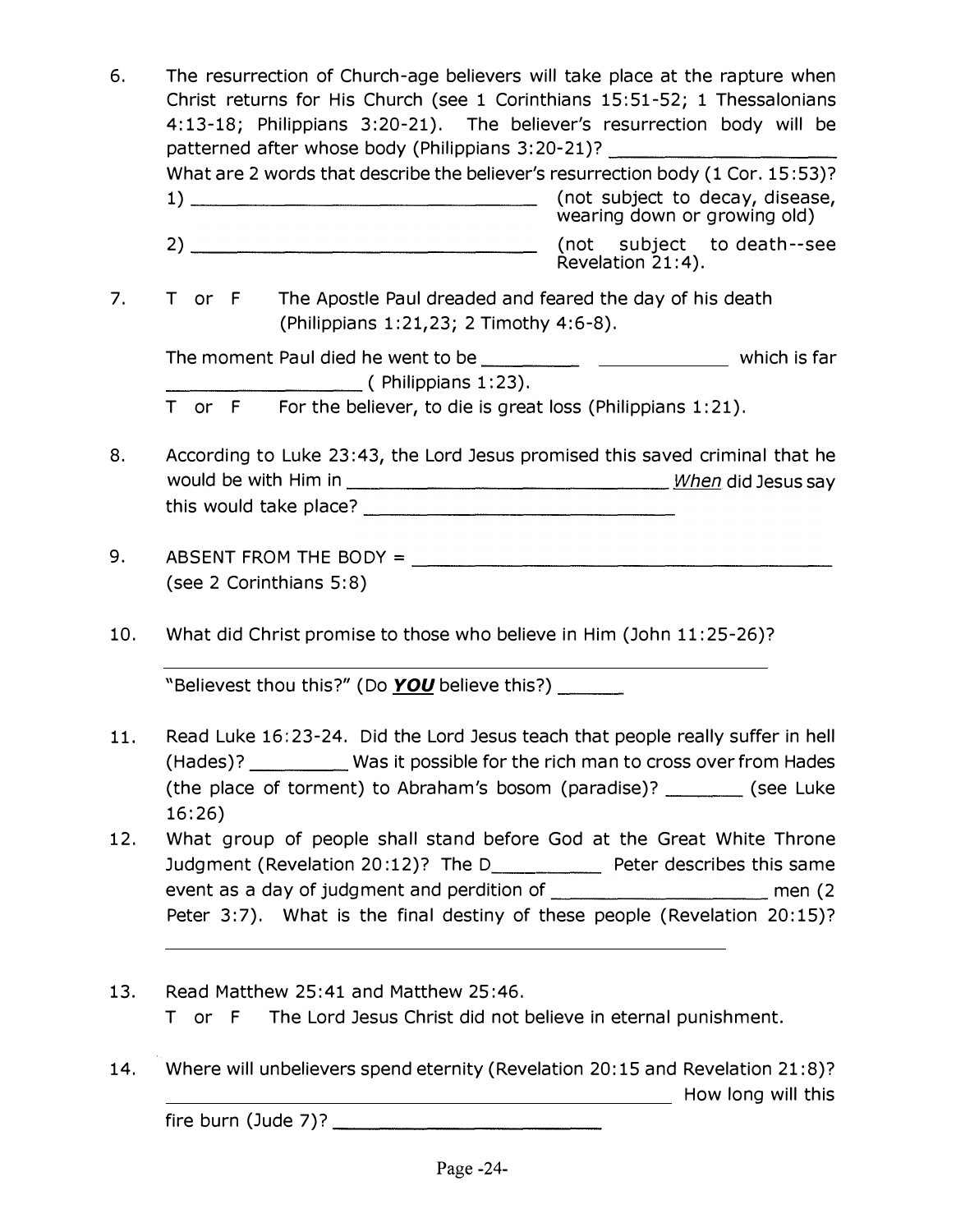6. The resurrection of Church-age believers will take place at the rapture when Christ returns for His Church (see 1 Corinthians 15:51-52; 1 Thessalonians 4:13-18; Philippians 3:20-21). The believer's resurrection body will be patterned after whose body (Philippians 3:20-21)? ____________________

   What are 2 words that describe the believer's resurrection body (1 Cor. 15:53)?

   1) ________________________________ (not subject to decay, disease, wearing down or growing old)

   2) ________________________________ (not subject to death--see Revelation 21:4).

7. T or F The Apostle Paul dreaded and feared the day of his death (Philippians 1:21,23; 2 Timothy 4:6-8).

   The moment Paul died he went to be _________ ____________ which is far _________________ ( Philippians 1:23).

   T or F For the believer, to die is great loss (Philippians 1:21).

8. According to Luke 23:43, the Lord Jesus promised this saved criminal that he would be with Him in ____________________________ *When* did Jesus say this would take place? ____________________________

9. ABSENT FROM THE BODY = ________________________________________ (see 2 Corinthians 5:8)

10. What did Christ promise to those who believe in Him (John 11:25-26)?

    ____________________________________________________________

    "Believest thou this?" (Do ***YOU*** believe this?) ______

11. Read Luke 16:23-24. Did the Lord Jesus teach that people really suffer in hell (Hades)? _________ Was it possible for the rich man to cross over from Hades (the place of torment) to Abraham's bosom (paradise)? _______ (see Luke 16:26)

12. What group of people shall stand before God at the Great White Throne Judgment (Revelation 20:12)? The D__________ Peter describes this same event as a day of judgment and perdition of ___________________ men (2 Peter 3:7). What is the final destiny of these people (Revelation 20:15)?

    ____________________________________________________________

13. Read Matthew 25:41 and Matthew 25:46.

    T or F The Lord Jesus Christ did not believe in eternal punishment.

14. Where will unbelievers spend eternity (Revelation 20:15 and Revelation 21:8)? ______________________________________________ How long will this fire burn (Jude 7)? ________________________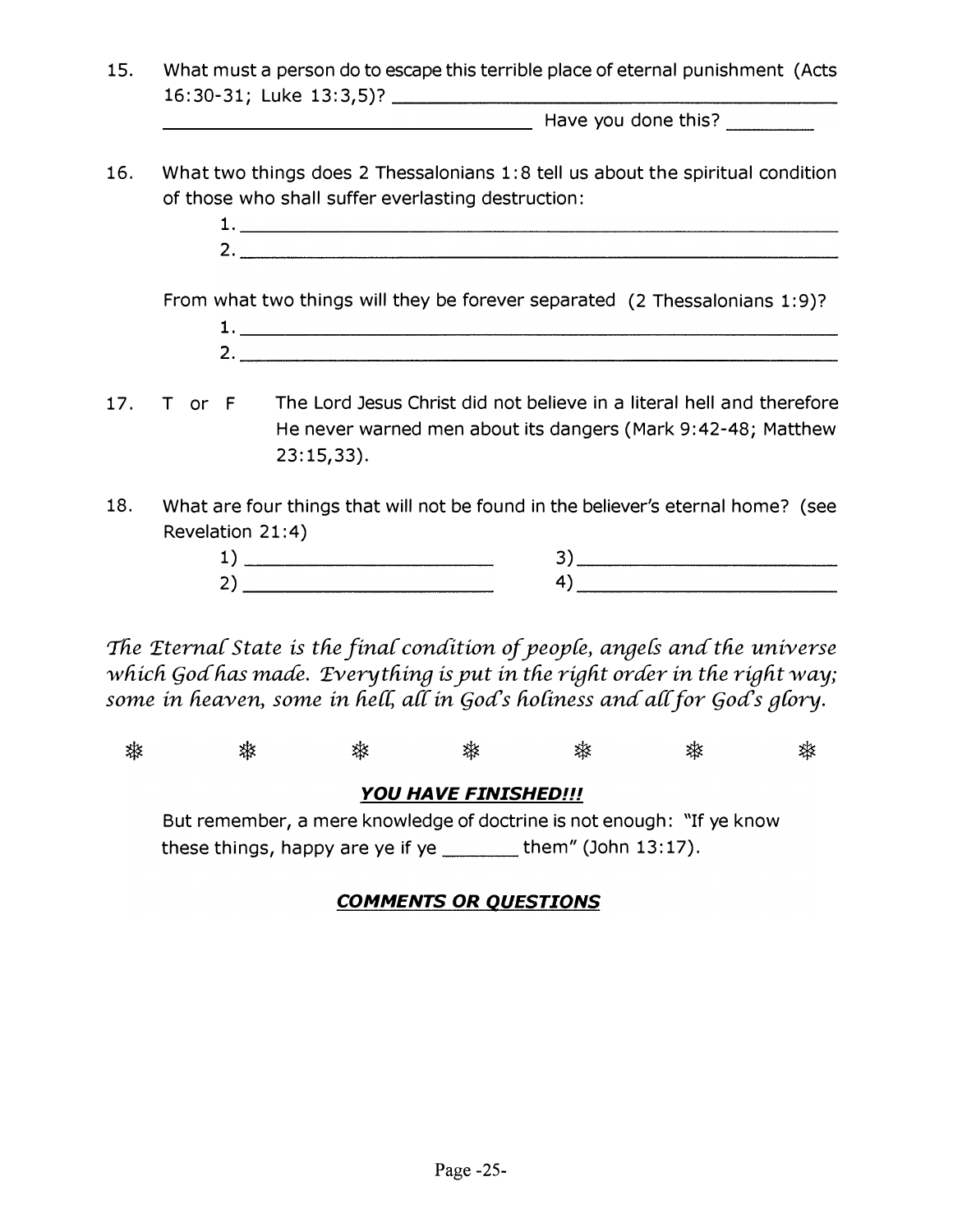15. What must a person do to escape this terrible place of eternal punishment (Acts 16:30-31; Luke 13:3,5)? ________________________________________
________________________________ Have you done this? ________

16. What two things does 2 Thessalonians 1:8 tell us about the spiritual condition of those who shall suffer everlasting destruction:
    1. ________________________________________________________
    2. ________________________________________________________

    From what two things will they be forever separated (2 Thessalonians 1:9)?
    1. ________________________________________________________
    2. ________________________________________________________

17. T or F The Lord Jesus Christ did not believe in a literal hell and therefore He never warned men about its dangers (Mark 9:42-48; Matthew 23:15,33).

18. What are four things that will not be found in the believer's eternal home? (see Revelation 21:4)
    1) ______________________ 3) ______________________
    2) ______________________ 4) ______________________

*The Eternal State is the final condition of people, angels and the universe which God has made. Everything is put in the right order in the right way; some in heaven, some in hell, all in God's holiness and all for God's glory.*

❄ ❄ ❄ ❄ ❄ ❄ ❄

***YOU HAVE FINISHED!!!***

But remember, a mere knowledge of doctrine is not enough: "If ye know these things, happy are ye if ye _______ them" (John 13:17).

***COMMENTS OR QUESTIONS***